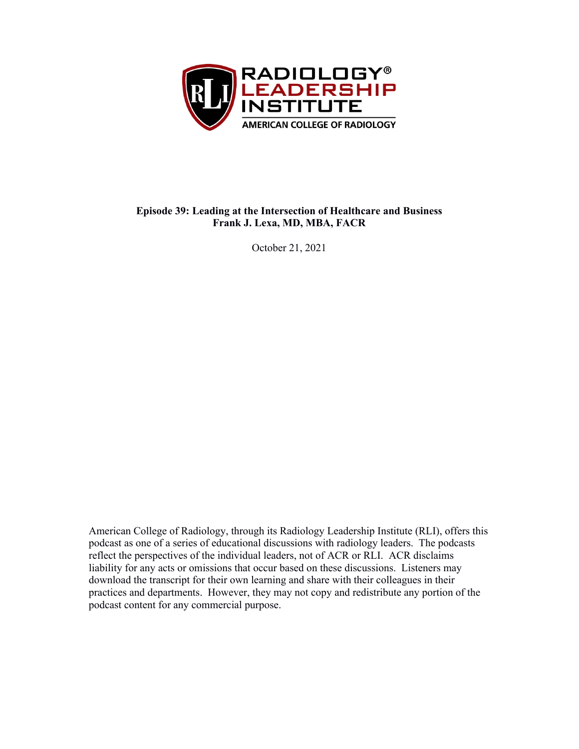RADIOLOGY® LEADERSHIP INSTITUTE
AMERICAN COLLEGE OF RADIOLOGY

**Episode 39: Leading at the Intersection of Healthcare and Business**
**Frank J. Lexa, MD, MBA, FACR**

October 21, 2021

American College of Radiology, through its Radiology Leadership Institute (RLI), offers this podcast as one of a series of educational discussions with radiology leaders. The podcasts reflect the perspectives of the individual leaders, not of ACR or RLI. ACR disclaims liability for any acts or omissions that occur based on these discussions. Listeners may download the transcript for their own learning and share with their colleagues in their practices and departments. However, they may not copy and redistribute any portion of the podcast content for any commercial purpose.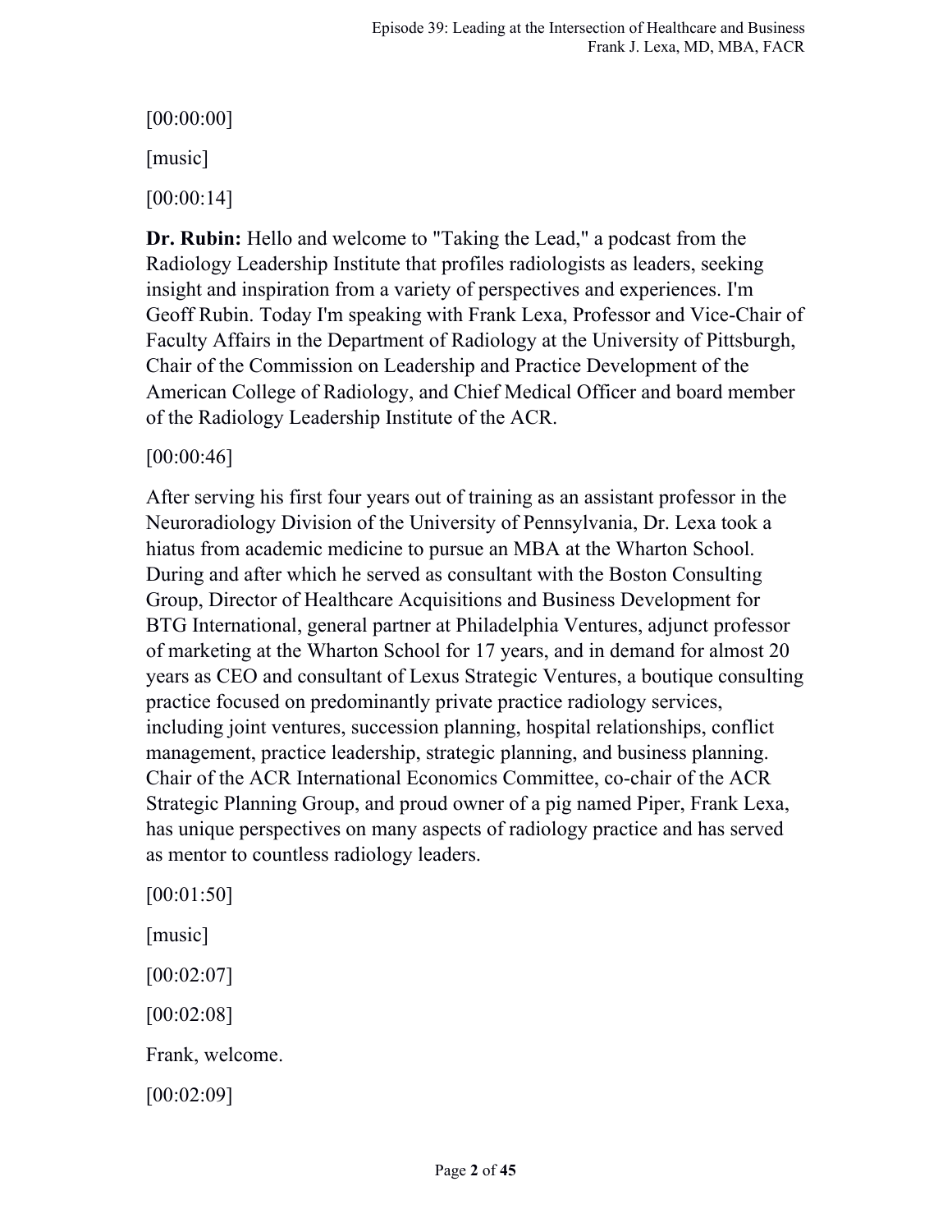[00:00:00]

[music]

[00:00:14]

**Dr. Rubin:** Hello and welcome to "Taking the Lead," a podcast from the Radiology Leadership Institute that profiles radiologists as leaders, seeking insight and inspiration from a variety of perspectives and experiences. I'm Geoff Rubin. Today I'm speaking with Frank Lexa, Professor and Vice-Chair of Faculty Affairs in the Department of Radiology at the University of Pittsburgh, Chair of the Commission on Leadership and Practice Development of the American College of Radiology, and Chief Medical Officer and board member of the Radiology Leadership Institute of the ACR.

[00:00:46]

After serving his first four years out of training as an assistant professor in the Neuroradiology Division of the University of Pennsylvania, Dr. Lexa took a hiatus from academic medicine to pursue an MBA at the Wharton School. During and after which he served as consultant with the Boston Consulting Group, Director of Healthcare Acquisitions and Business Development for BTG International, general partner at Philadelphia Ventures, adjunct professor of marketing at the Wharton School for 17 years, and in demand for almost 20 years as CEO and consultant of Lexus Strategic Ventures, a boutique consulting practice focused on predominantly private practice radiology services, including joint ventures, succession planning, hospital relationships, conflict management, practice leadership, strategic planning, and business planning. Chair of the ACR International Economics Committee, co-chair of the ACR Strategic Planning Group, and proud owner of a pig named Piper, Frank Lexa, has unique perspectives on many aspects of radiology practice and has served as mentor to countless radiology leaders.

[00:01:50]

[music]

[00:02:07]

[00:02:08]

Frank, welcome.

[00:02:09]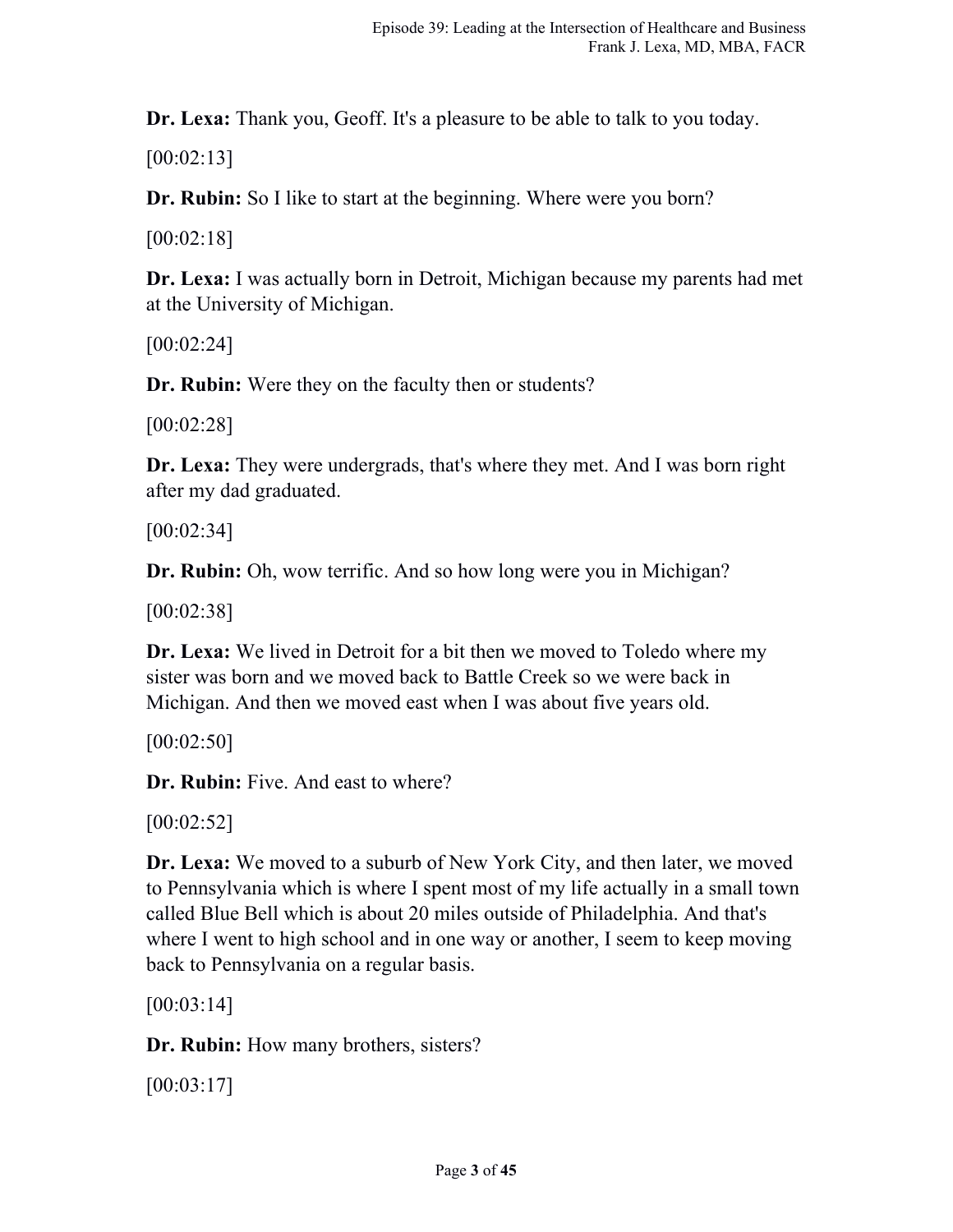**Dr. Lexa:** Thank you, Geoff. It's a pleasure to be able to talk to you today.

[00:02:13]

**Dr. Rubin:** So I like to start at the beginning. Where were you born?

[00:02:18]

**Dr. Lexa:** I was actually born in Detroit, Michigan because my parents had met at the University of Michigan.

[00:02:24]

**Dr. Rubin:** Were they on the faculty then or students?

[00:02:28]

**Dr. Lexa:** They were undergrads, that's where they met. And I was born right after my dad graduated.

[00:02:34]

**Dr. Rubin:** Oh, wow terrific. And so how long were you in Michigan?

[00:02:38]

**Dr. Lexa:** We lived in Detroit for a bit then we moved to Toledo where my sister was born and we moved back to Battle Creek so we were back in Michigan. And then we moved east when I was about five years old.

[00:02:50]

**Dr. Rubin:** Five. And east to where?

[00:02:52]

**Dr. Lexa:** We moved to a suburb of New York City, and then later, we moved to Pennsylvania which is where I spent most of my life actually in a small town called Blue Bell which is about 20 miles outside of Philadelphia. And that's where I went to high school and in one way or another, I seem to keep moving back to Pennsylvania on a regular basis.

[00:03:14]

**Dr. Rubin:** How many brothers, sisters?

[00:03:17]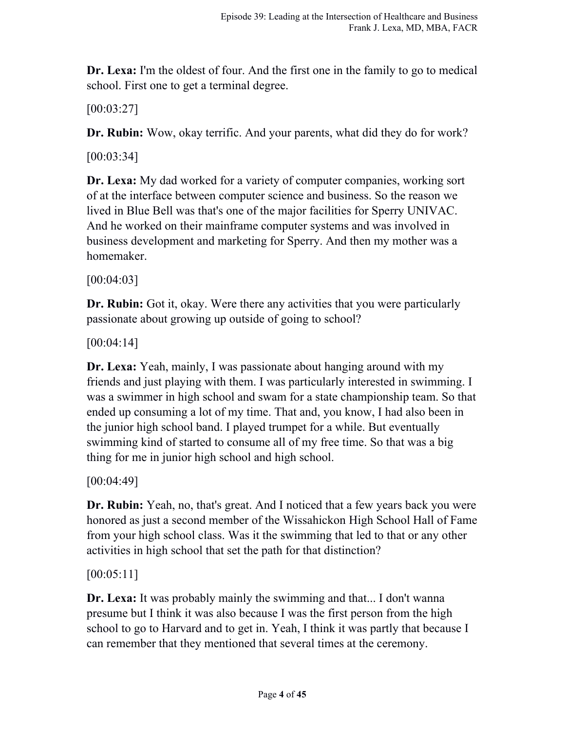**Dr. Lexa:** I'm the oldest of four. And the first one in the family to go to medical school. First one to get a terminal degree.

[00:03:27]

**Dr. Rubin:** Wow, okay terrific. And your parents, what did they do for work?

[00:03:34]

**Dr. Lexa:** My dad worked for a variety of computer companies, working sort of at the interface between computer science and business. So the reason we lived in Blue Bell was that's one of the major facilities for Sperry UNIVAC. And he worked on their mainframe computer systems and was involved in business development and marketing for Sperry. And then my mother was a homemaker.

[00:04:03]

**Dr. Rubin:** Got it, okay. Were there any activities that you were particularly passionate about growing up outside of going to school?

[00:04:14]

**Dr. Lexa:** Yeah, mainly, I was passionate about hanging around with my friends and just playing with them. I was particularly interested in swimming. I was a swimmer in high school and swam for a state championship team. So that ended up consuming a lot of my time. That and, you know, I had also been in the junior high school band. I played trumpet for a while. But eventually swimming kind of started to consume all of my free time. So that was a big thing for me in junior high school and high school.

[00:04:49]

**Dr. Rubin:** Yeah, no, that's great. And I noticed that a few years back you were honored as just a second member of the Wissahickon High School Hall of Fame from your high school class. Was it the swimming that led to that or any other activities in high school that set the path for that distinction?

[00:05:11]

**Dr. Lexa:** It was probably mainly the swimming and that... I don't wanna presume but I think it was also because I was the first person from the high school to go to Harvard and to get in. Yeah, I think it was partly that because I can remember that they mentioned that several times at the ceremony.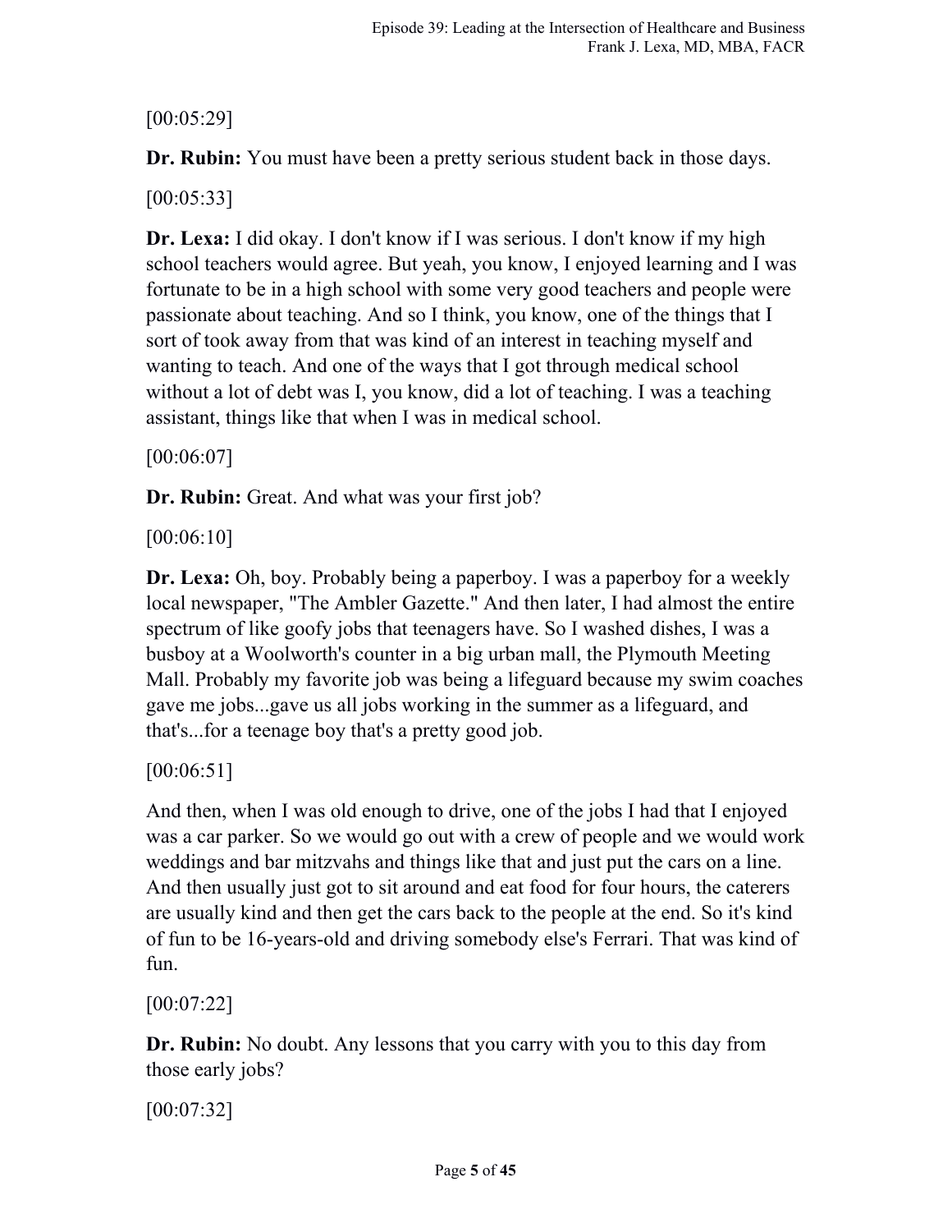[00:05:29]

**Dr. Rubin:** You must have been a pretty serious student back in those days.

[00:05:33]

**Dr. Lexa:** I did okay. I don't know if I was serious. I don't know if my high school teachers would agree. But yeah, you know, I enjoyed learning and I was fortunate to be in a high school with some very good teachers and people were passionate about teaching. And so I think, you know, one of the things that I sort of took away from that was kind of an interest in teaching myself and wanting to teach. And one of the ways that I got through medical school without a lot of debt was I, you know, did a lot of teaching. I was a teaching assistant, things like that when I was in medical school.

[00:06:07]

**Dr. Rubin:** Great. And what was your first job?

[00:06:10]

**Dr. Lexa:** Oh, boy. Probably being a paperboy. I was a paperboy for a weekly local newspaper, "The Ambler Gazette." And then later, I had almost the entire spectrum of like goofy jobs that teenagers have. So I washed dishes, I was a busboy at a Woolworth's counter in a big urban mall, the Plymouth Meeting Mall. Probably my favorite job was being a lifeguard because my swim coaches gave me jobs...gave us all jobs working in the summer as a lifeguard, and that's...for a teenage boy that's a pretty good job.

[00:06:51]

And then, when I was old enough to drive, one of the jobs I had that I enjoyed was a car parker. So we would go out with a crew of people and we would work weddings and bar mitzvahs and things like that and just put the cars on a line. And then usually just got to sit around and eat food for four hours, the caterers are usually kind and then get the cars back to the people at the end. So it's kind of fun to be 16-years-old and driving somebody else's Ferrari. That was kind of fun.

[00:07:22]

**Dr. Rubin:** No doubt. Any lessons that you carry with you to this day from those early jobs?

[00:07:32]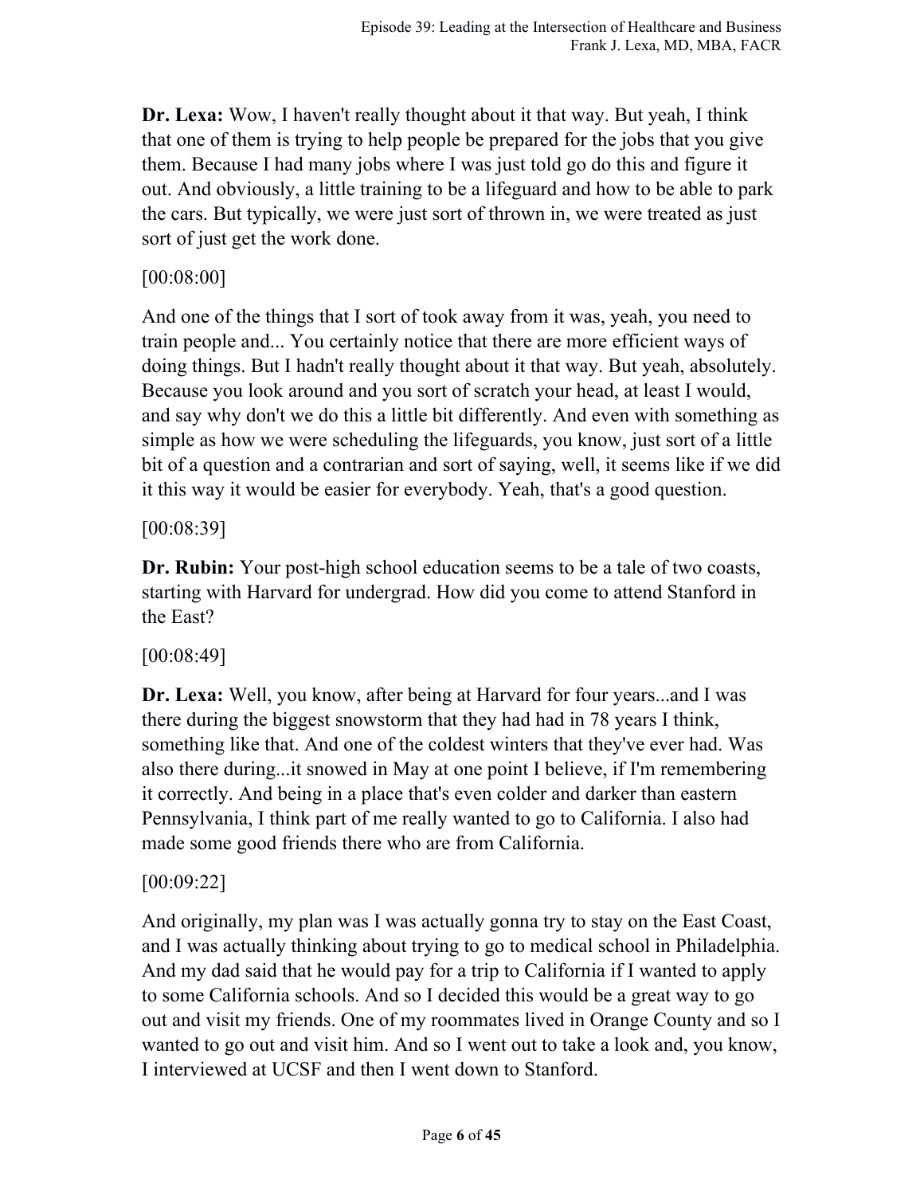**Dr. Lexa:** Wow, I haven't really thought about it that way. But yeah, I think that one of them is trying to help people be prepared for the jobs that you give them. Because I had many jobs where I was just told go do this and figure it out. And obviously, a little training to be a lifeguard and how to be able to park the cars. But typically, we were just sort of thrown in, we were treated as just sort of just get the work done.

[00:08:00]

And one of the things that I sort of took away from it was, yeah, you need to train people and... You certainly notice that there are more efficient ways of doing things. But I hadn't really thought about it that way. But yeah, absolutely. Because you look around and you sort of scratch your head, at least I would, and say why don't we do this a little bit differently. And even with something as simple as how we were scheduling the lifeguards, you know, just sort of a little bit of a question and a contrarian and sort of saying, well, it seems like if we did it this way it would be easier for everybody. Yeah, that's a good question.

[00:08:39]

**Dr. Rubin:** Your post-high school education seems to be a tale of two coasts, starting with Harvard for undergrad. How did you come to attend Stanford in the East?

[00:08:49]

**Dr. Lexa:** Well, you know, after being at Harvard for four years...and I was there during the biggest snowstorm that they had had in 78 years I think, something like that. And one of the coldest winters that they've ever had. Was also there during...it snowed in May at one point I believe, if I'm remembering it correctly. And being in a place that's even colder and darker than eastern Pennsylvania, I think part of me really wanted to go to California. I also had made some good friends there who are from California.

[00:09:22]

And originally, my plan was I was actually gonna try to stay on the East Coast, and I was actually thinking about trying to go to medical school in Philadelphia. And my dad said that he would pay for a trip to California if I wanted to apply to some California schools. And so I decided this would be a great way to go out and visit my friends. One of my roommates lived in Orange County and so I wanted to go out and visit him. And so I went out to take a look and, you know, I interviewed at UCSF and then I went down to Stanford.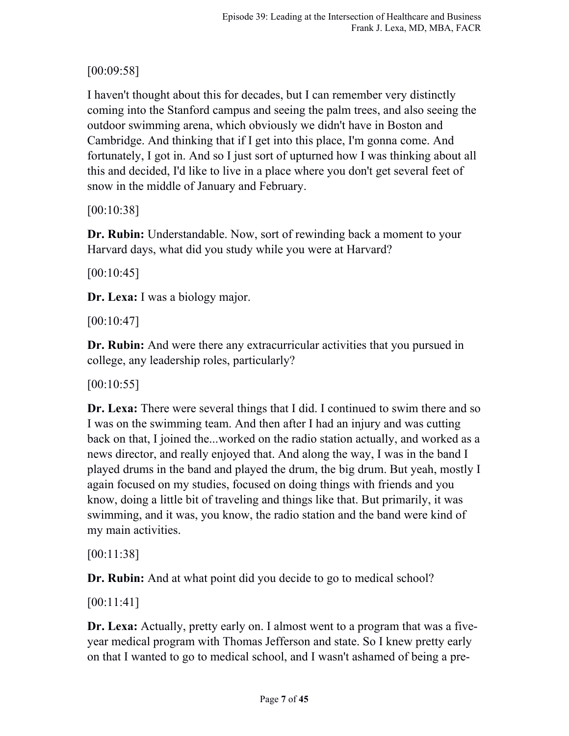[00:09:58]

I haven't thought about this for decades, but I can remember very distinctly coming into the Stanford campus and seeing the palm trees, and also seeing the outdoor swimming arena, which obviously we didn't have in Boston and Cambridge. And thinking that if I get into this place, I'm gonna come. And fortunately, I got in. And so I just sort of upturned how I was thinking about all this and decided, I'd like to live in a place where you don't get several feet of snow in the middle of January and February.

[00:10:38]

**Dr. Rubin:** Understandable. Now, sort of rewinding back a moment to your Harvard days, what did you study while you were at Harvard?

[00:10:45]

**Dr. Lexa:** I was a biology major.

[00:10:47]

**Dr. Rubin:** And were there any extracurricular activities that you pursued in college, any leadership roles, particularly?

[00:10:55]

**Dr. Lexa:** There were several things that I did. I continued to swim there and so I was on the swimming team. And then after I had an injury and was cutting back on that, I joined the...worked on the radio station actually, and worked as a news director, and really enjoyed that. And along the way, I was in the band I played drums in the band and played the drum, the big drum. But yeah, mostly I again focused on my studies, focused on doing things with friends and you know, doing a little bit of traveling and things like that. But primarily, it was swimming, and it was, you know, the radio station and the band were kind of my main activities.

[00:11:38]

**Dr. Rubin:** And at what point did you decide to go to medical school?

[00:11:41]

**Dr. Lexa:** Actually, pretty early on. I almost went to a program that was a five-year medical program with Thomas Jefferson and state. So I knew pretty early on that I wanted to go to medical school, and I wasn't ashamed of being a pre-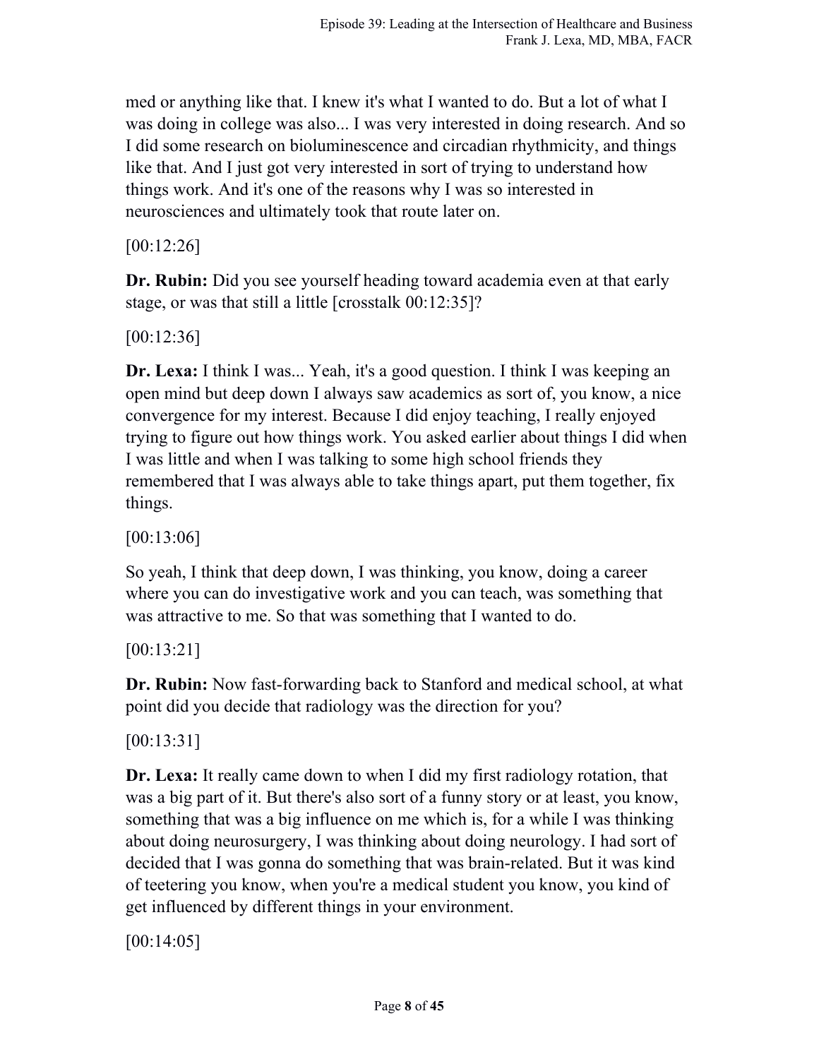med or anything like that. I knew it's what I wanted to do. But a lot of what I was doing in college was also... I was very interested in doing research. And so I did some research on bioluminescence and circadian rhythmicity, and things like that. And I just got very interested in sort of trying to understand how things work. And it's one of the reasons why I was so interested in neurosciences and ultimately took that route later on.

[00:12:26]

**Dr. Rubin:** Did you see yourself heading toward academia even at that early stage, or was that still a little [crosstalk 00:12:35]?

[00:12:36]

**Dr. Lexa:** I think I was... Yeah, it's a good question. I think I was keeping an open mind but deep down I always saw academics as sort of, you know, a nice convergence for my interest. Because I did enjoy teaching, I really enjoyed trying to figure out how things work. You asked earlier about things I did when I was little and when I was talking to some high school friends they remembered that I was always able to take things apart, put them together, fix things.

[00:13:06]

So yeah, I think that deep down, I was thinking, you know, doing a career where you can do investigative work and you can teach, was something that was attractive to me. So that was something that I wanted to do.

[00:13:21]

**Dr. Rubin:** Now fast-forwarding back to Stanford and medical school, at what point did you decide that radiology was the direction for you?

[00:13:31]

**Dr. Lexa:** It really came down to when I did my first radiology rotation, that was a big part of it. But there's also sort of a funny story or at least, you know, something that was a big influence on me which is, for a while I was thinking about doing neurosurgery, I was thinking about doing neurology. I had sort of decided that I was gonna do something that was brain-related. But it was kind of teetering you know, when you're a medical student you know, you kind of get influenced by different things in your environment.

[00:14:05]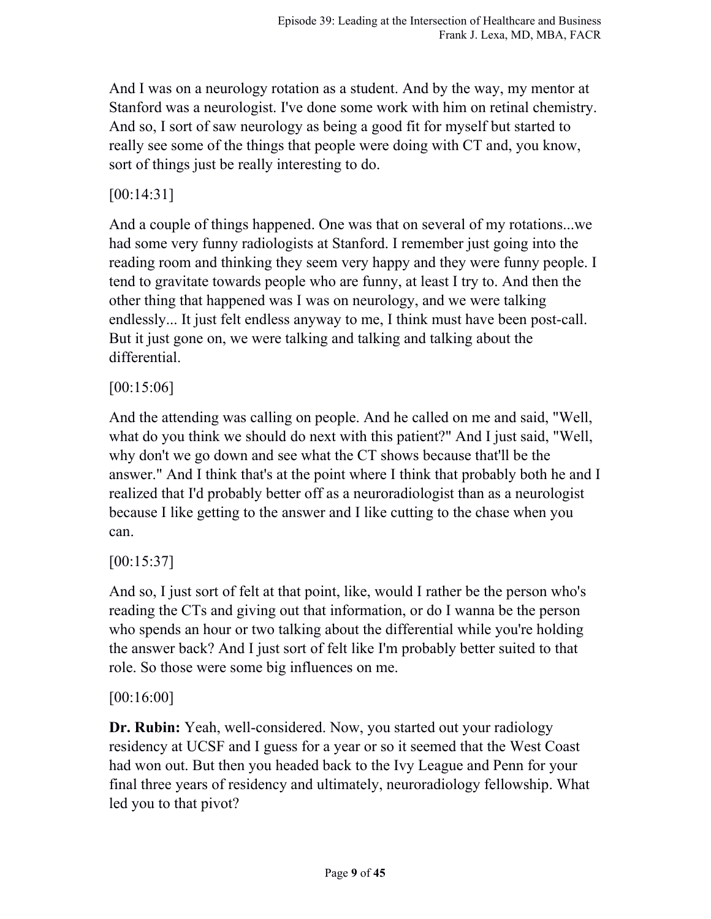And I was on a neurology rotation as a student. And by the way, my mentor at Stanford was a neurologist. I've done some work with him on retinal chemistry. And so, I sort of saw neurology as being a good fit for myself but started to really see some of the things that people were doing with CT and, you know, sort of things just be really interesting to do.

[00:14:31]

And a couple of things happened. One was that on several of my rotations...we had some very funny radiologists at Stanford. I remember just going into the reading room and thinking they seem very happy and they were funny people. I tend to gravitate towards people who are funny, at least I try to. And then the other thing that happened was I was on neurology, and we were talking endlessly... It just felt endless anyway to me, I think must have been post-call. But it just gone on, we were talking and talking and talking about the differential.

[00:15:06]

And the attending was calling on people. And he called on me and said, "Well, what do you think we should do next with this patient?" And I just said, "Well, why don't we go down and see what the CT shows because that'll be the answer." And I think that's at the point where I think that probably both he and I realized that I'd probably better off as a neuroradiologist than as a neurologist because I like getting to the answer and I like cutting to the chase when you can.

[00:15:37]

And so, I just sort of felt at that point, like, would I rather be the person who's reading the CTs and giving out that information, or do I wanna be the person who spends an hour or two talking about the differential while you're holding the answer back? And I just sort of felt like I'm probably better suited to that role. So those were some big influences on me.

[00:16:00]

**Dr. Rubin:** Yeah, well-considered. Now, you started out your radiology residency at UCSF and I guess for a year or so it seemed that the West Coast had won out. But then you headed back to the Ivy League and Penn for your final three years of residency and ultimately, neuroradiology fellowship. What led you to that pivot?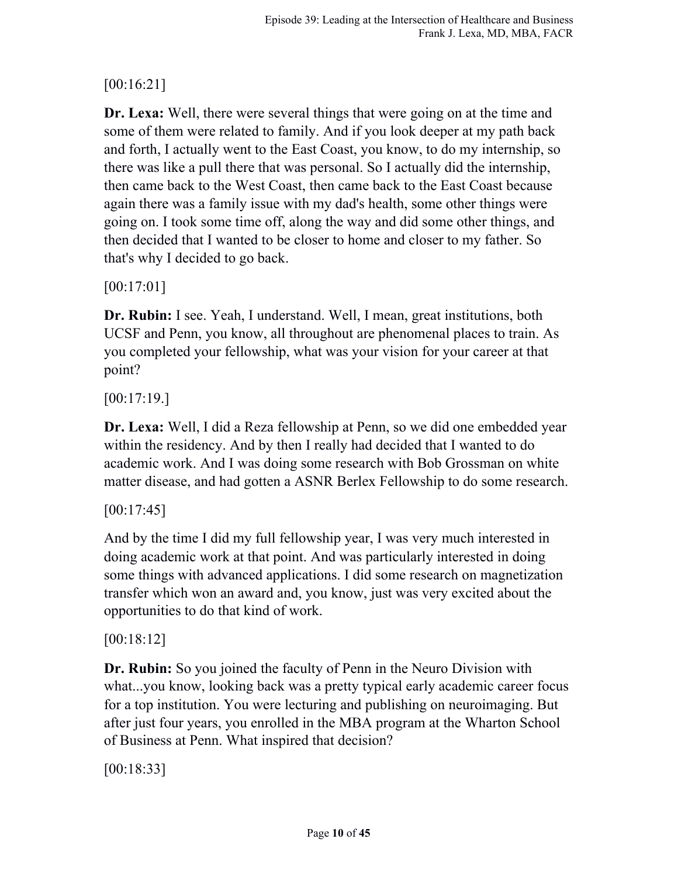[00:16:21]

**Dr. Lexa:** Well, there were several things that were going on at the time and some of them were related to family. And if you look deeper at my path back and forth, I actually went to the East Coast, you know, to do my internship, so there was like a pull there that was personal. So I actually did the internship, then came back to the West Coast, then came back to the East Coast because again there was a family issue with my dad's health, some other things were going on. I took some time off, along the way and did some other things, and then decided that I wanted to be closer to home and closer to my father. So that's why I decided to go back.

[00:17:01]

**Dr. Rubin:** I see. Yeah, I understand. Well, I mean, great institutions, both UCSF and Penn, you know, all throughout are phenomenal places to train. As you completed your fellowship, what was your vision for your career at that point?

[00:17:19.]

**Dr. Lexa:** Well, I did a Reza fellowship at Penn, so we did one embedded year within the residency. And by then I really had decided that I wanted to do academic work. And I was doing some research with Bob Grossman on white matter disease, and had gotten a ASNR Berlex Fellowship to do some research.

[00:17:45]

And by the time I did my full fellowship year, I was very much interested in doing academic work at that point. And was particularly interested in doing some things with advanced applications. I did some research on magnetization transfer which won an award and, you know, just was very excited about the opportunities to do that kind of work.

[00:18:12]

**Dr. Rubin:** So you joined the faculty of Penn in the Neuro Division with what...you know, looking back was a pretty typical early academic career focus for a top institution. You were lecturing and publishing on neuroimaging. But after just four years, you enrolled in the MBA program at the Wharton School of Business at Penn. What inspired that decision?

[00:18:33]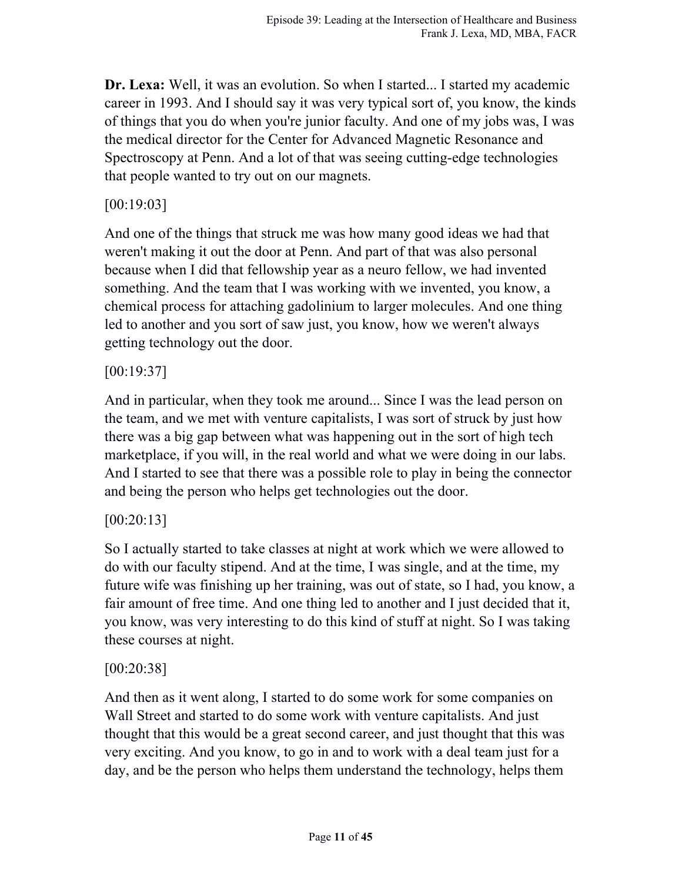**Dr. Lexa:** Well, it was an evolution. So when I started... I started my academic career in 1993. And I should say it was very typical sort of, you know, the kinds of things that you do when you're junior faculty. And one of my jobs was, I was the medical director for the Center for Advanced Magnetic Resonance and Spectroscopy at Penn. And a lot of that was seeing cutting-edge technologies that people wanted to try out on our magnets.

[00:19:03]

And one of the things that struck me was how many good ideas we had that weren't making it out the door at Penn. And part of that was also personal because when I did that fellowship year as a neuro fellow, we had invented something. And the team that I was working with we invented, you know, a chemical process for attaching gadolinium to larger molecules. And one thing led to another and you sort of saw just, you know, how we weren't always getting technology out the door.

[00:19:37]

And in particular, when they took me around... Since I was the lead person on the team, and we met with venture capitalists, I was sort of struck by just how there was a big gap between what was happening out in the sort of high tech marketplace, if you will, in the real world and what we were doing in our labs. And I started to see that there was a possible role to play in being the connector and being the person who helps get technologies out the door.

[00:20:13]

So I actually started to take classes at night at work which we were allowed to do with our faculty stipend. And at the time, I was single, and at the time, my future wife was finishing up her training, was out of state, so I had, you know, a fair amount of free time. And one thing led to another and I just decided that it, you know, was very interesting to do this kind of stuff at night. So I was taking these courses at night.

[00:20:38]

And then as it went along, I started to do some work for some companies on Wall Street and started to do some work with venture capitalists. And just thought that this would be a great second career, and just thought that this was very exciting. And you know, to go in and to work with a deal team just for a day, and be the person who helps them understand the technology, helps them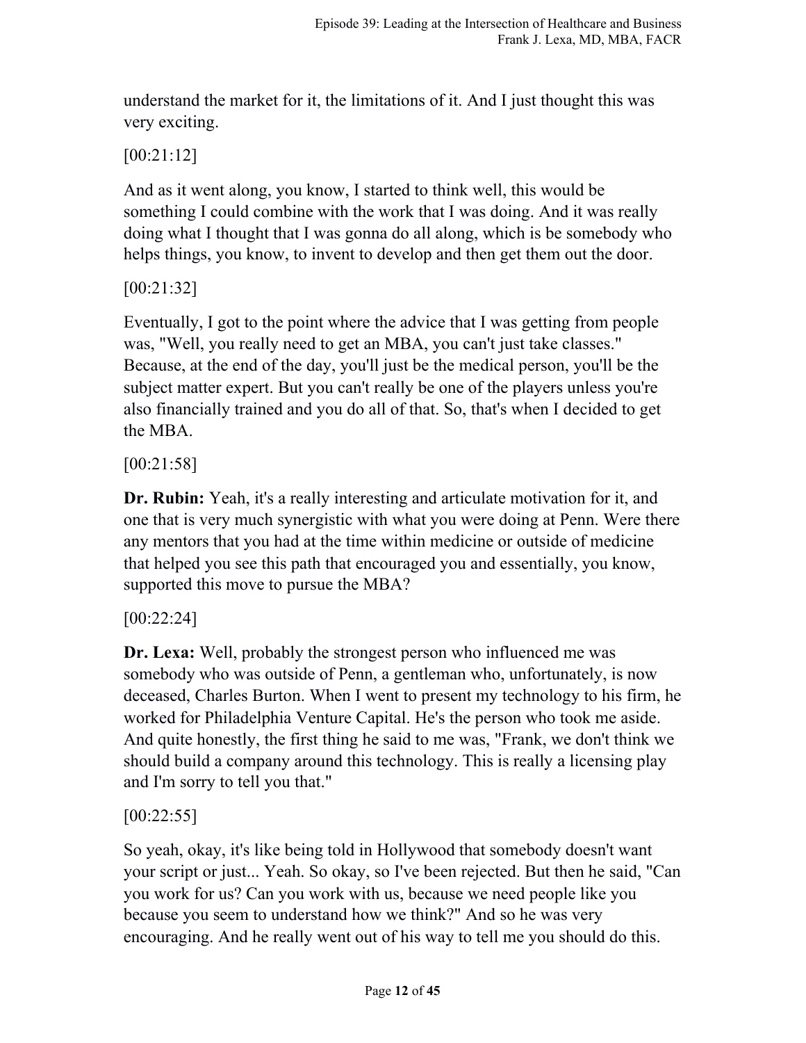understand the market for it, the limitations of it. And I just thought this was very exciting.

[00:21:12]

And as it went along, you know, I started to think well, this would be something I could combine with the work that I was doing. And it was really doing what I thought that I was gonna do all along, which is be somebody who helps things, you know, to invent to develop and then get them out the door.

[00:21:32]

Eventually, I got to the point where the advice that I was getting from people was, "Well, you really need to get an MBA, you can't just take classes." Because, at the end of the day, you'll just be the medical person, you'll be the subject matter expert. But you can't really be one of the players unless you're also financially trained and you do all of that. So, that's when I decided to get the MBA.

[00:21:58]

**Dr. Rubin:** Yeah, it's a really interesting and articulate motivation for it, and one that is very much synergistic with what you were doing at Penn. Were there any mentors that you had at the time within medicine or outside of medicine that helped you see this path that encouraged you and essentially, you know, supported this move to pursue the MBA?

[00:22:24]

**Dr. Lexa:** Well, probably the strongest person who influenced me was somebody who was outside of Penn, a gentleman who, unfortunately, is now deceased, Charles Burton. When I went to present my technology to his firm, he worked for Philadelphia Venture Capital. He's the person who took me aside. And quite honestly, the first thing he said to me was, "Frank, we don't think we should build a company around this technology. This is really a licensing play and I'm sorry to tell you that."

[00:22:55]

So yeah, okay, it's like being told in Hollywood that somebody doesn't want your script or just... Yeah. So okay, so I've been rejected. But then he said, "Can you work for us? Can you work with us, because we need people like you because you seem to understand how we think?" And so he was very encouraging. And he really went out of his way to tell me you should do this.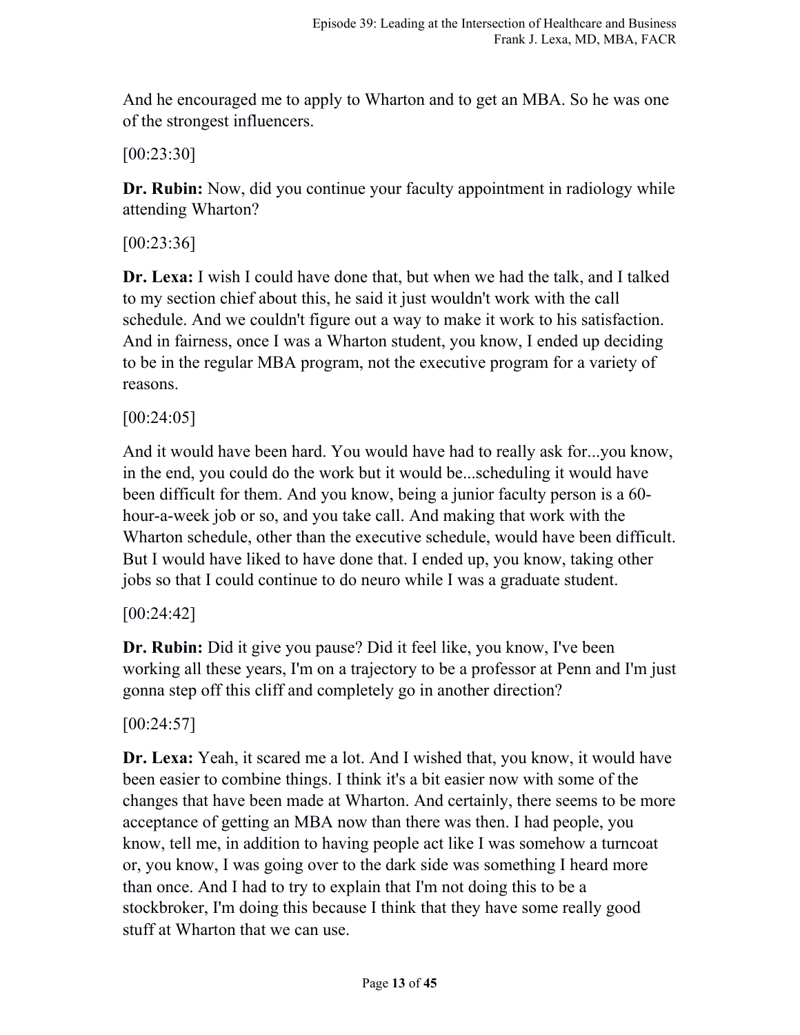And he encouraged me to apply to Wharton and to get an MBA. So he was one of the strongest influencers.

[00:23:30]

**Dr. Rubin:** Now, did you continue your faculty appointment in radiology while attending Wharton?

[00:23:36]

**Dr. Lexa:** I wish I could have done that, but when we had the talk, and I talked to my section chief about this, he said it just wouldn't work with the call schedule. And we couldn't figure out a way to make it work to his satisfaction. And in fairness, once I was a Wharton student, you know, I ended up deciding to be in the regular MBA program, not the executive program for a variety of reasons.

[00:24:05]

And it would have been hard. You would have had to really ask for...you know, in the end, you could do the work but it would be...scheduling it would have been difficult for them. And you know, being a junior faculty person is a 60-hour-a-week job or so, and you take call. And making that work with the Wharton schedule, other than the executive schedule, would have been difficult. But I would have liked to have done that. I ended up, you know, taking other jobs so that I could continue to do neuro while I was a graduate student.

[00:24:42]

**Dr. Rubin:** Did it give you pause? Did it feel like, you know, I've been working all these years, I'm on a trajectory to be a professor at Penn and I'm just gonna step off this cliff and completely go in another direction?

[00:24:57]

**Dr. Lexa:** Yeah, it scared me a lot. And I wished that, you know, it would have been easier to combine things. I think it's a bit easier now with some of the changes that have been made at Wharton. And certainly, there seems to be more acceptance of getting an MBA now than there was then. I had people, you know, tell me, in addition to having people act like I was somehow a turncoat or, you know, I was going over to the dark side was something I heard more than once. And I had to try to explain that I'm not doing this to be a stockbroker, I'm doing this because I think that they have some really good stuff at Wharton that we can use.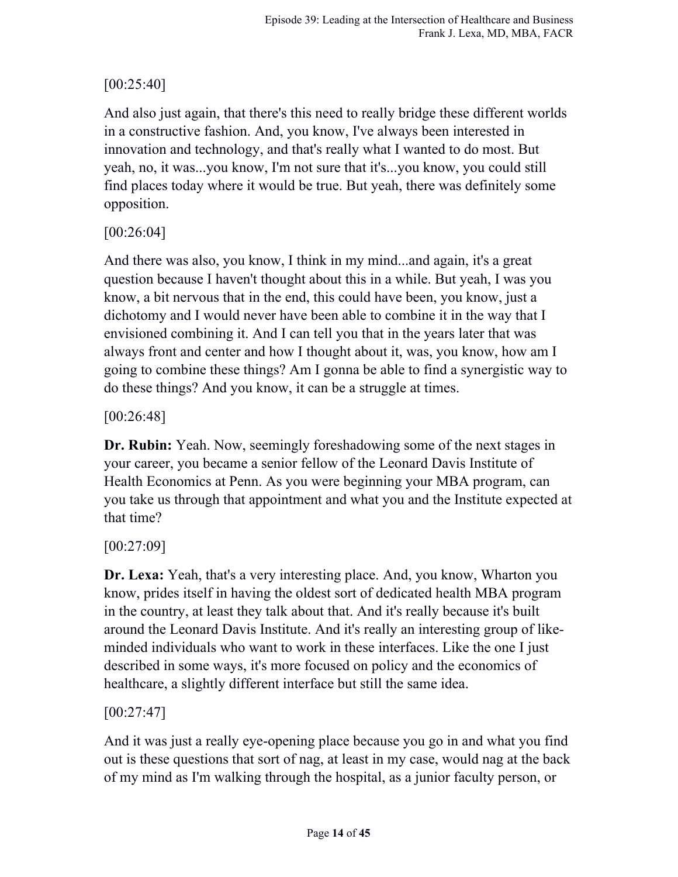[00:25:40]

And also just again, that there's this need to really bridge these different worlds in a constructive fashion. And, you know, I've always been interested in innovation and technology, and that's really what I wanted to do most. But yeah, no, it was...you know, I'm not sure that it's...you know, you could still find places today where it would be true. But yeah, there was definitely some opposition.

[00:26:04]

And there was also, you know, I think in my mind...and again, it's a great question because I haven't thought about this in a while. But yeah, I was you know, a bit nervous that in the end, this could have been, you know, just a dichotomy and I would never have been able to combine it in the way that I envisioned combining it. And I can tell you that in the years later that was always front and center and how I thought about it, was, you know, how am I going to combine these things? Am I gonna be able to find a synergistic way to do these things? And you know, it can be a struggle at times.

[00:26:48]

**Dr. Rubin:** Yeah. Now, seemingly foreshadowing some of the next stages in your career, you became a senior fellow of the Leonard Davis Institute of Health Economics at Penn. As you were beginning your MBA program, can you take us through that appointment and what you and the Institute expected at that time?

[00:27:09]

**Dr. Lexa:** Yeah, that's a very interesting place. And, you know, Wharton you know, prides itself in having the oldest sort of dedicated health MBA program in the country, at least they talk about that. And it's really because it's built around the Leonard Davis Institute. And it's really an interesting group of like-minded individuals who want to work in these interfaces. Like the one I just described in some ways, it's more focused on policy and the economics of healthcare, a slightly different interface but still the same idea.

[00:27:47]

And it was just a really eye-opening place because you go in and what you find out is these questions that sort of nag, at least in my case, would nag at the back of my mind as I'm walking through the hospital, as a junior faculty person, or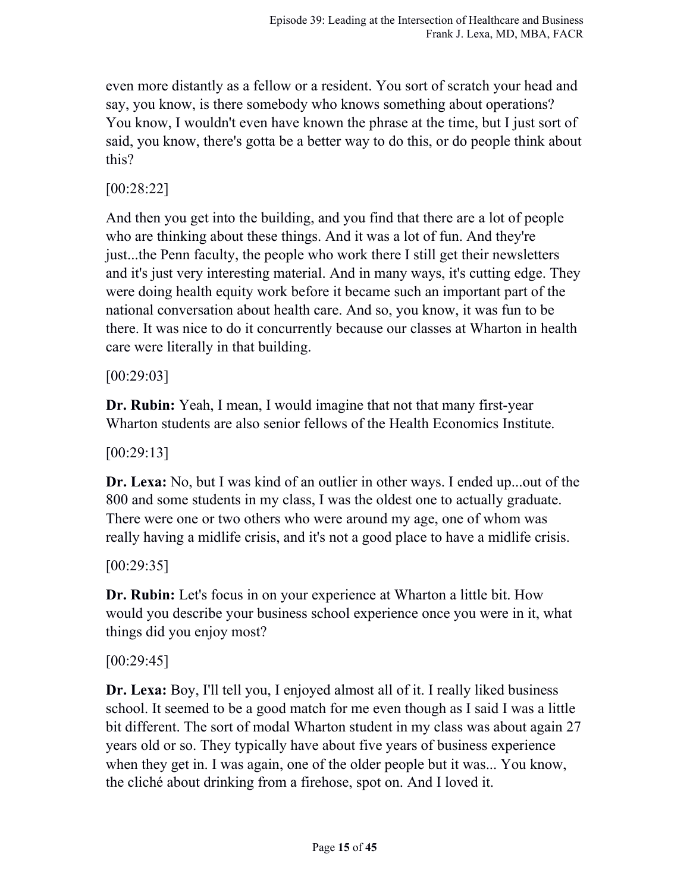even more distantly as a fellow or a resident. You sort of scratch your head and say, you know, is there somebody who knows something about operations? You know, I wouldn't even have known the phrase at the time, but I just sort of said, you know, there's gotta be a better way to do this, or do people think about this?

[00:28:22]

And then you get into the building, and you find that there are a lot of people who are thinking about these things. And it was a lot of fun. And they're just...the Penn faculty, the people who work there I still get their newsletters and it's just very interesting material. And in many ways, it's cutting edge. They were doing health equity work before it became such an important part of the national conversation about health care. And so, you know, it was fun to be there. It was nice to do it concurrently because our classes at Wharton in health care were literally in that building.

[00:29:03]

**Dr. Rubin:** Yeah, I mean, I would imagine that not that many first-year Wharton students are also senior fellows of the Health Economics Institute.

[00:29:13]

**Dr. Lexa:** No, but I was kind of an outlier in other ways. I ended up...out of the 800 and some students in my class, I was the oldest one to actually graduate. There were one or two others who were around my age, one of whom was really having a midlife crisis, and it's not a good place to have a midlife crisis.

[00:29:35]

**Dr. Rubin:** Let's focus in on your experience at Wharton a little bit. How would you describe your business school experience once you were in it, what things did you enjoy most?

[00:29:45]

**Dr. Lexa:** Boy, I'll tell you, I enjoyed almost all of it. I really liked business school. It seemed to be a good match for me even though as I said I was a little bit different. The sort of modal Wharton student in my class was about again 27 years old or so. They typically have about five years of business experience when they get in. I was again, one of the older people but it was... You know, the cliché about drinking from a firehose, spot on. And I loved it.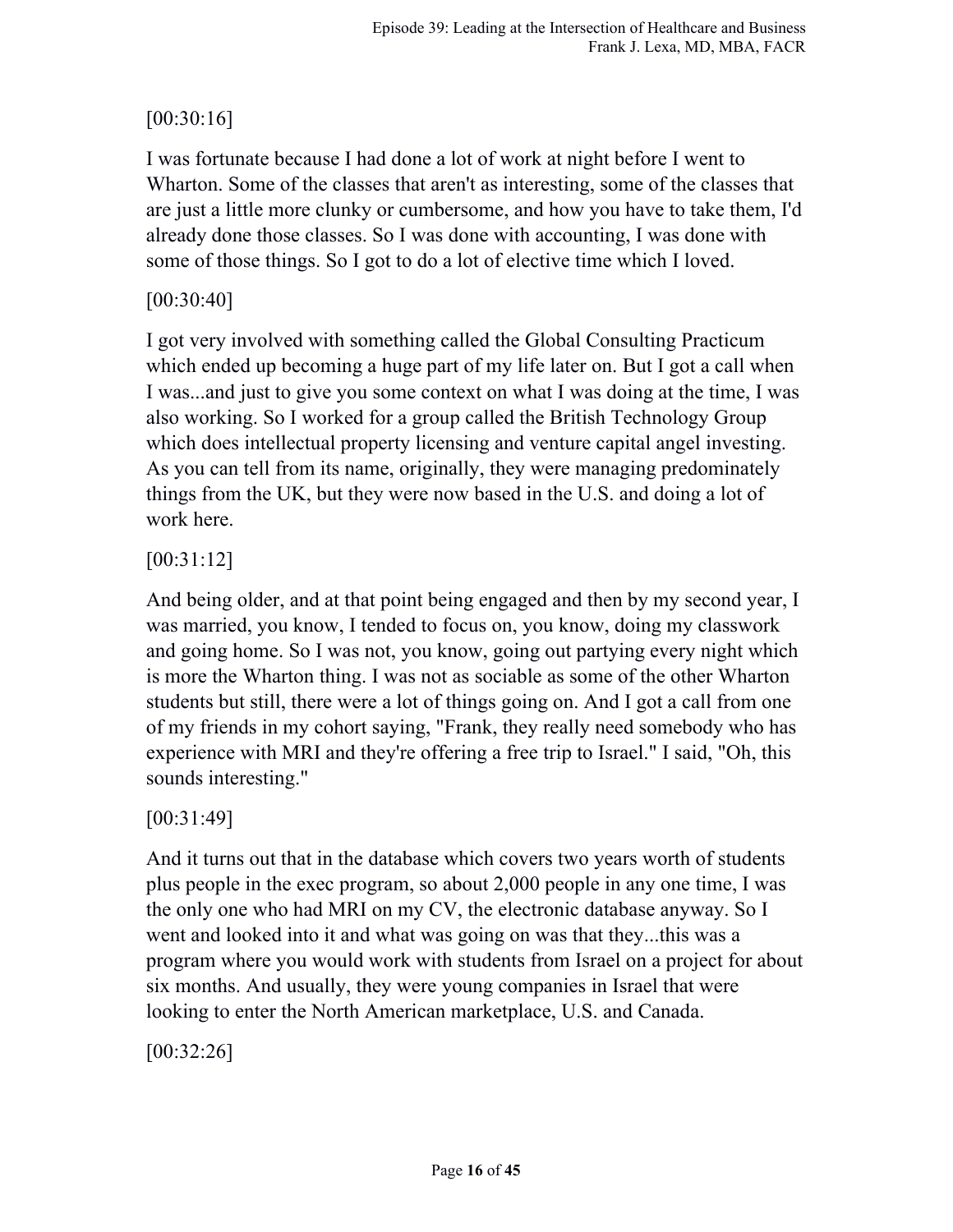[00:30:16]

I was fortunate because I had done a lot of work at night before I went to Wharton. Some of the classes that aren't as interesting, some of the classes that are just a little more clunky or cumbersome, and how you have to take them, I'd already done those classes. So I was done with accounting, I was done with some of those things. So I got to do a lot of elective time which I loved.

[00:30:40]

I got very involved with something called the Global Consulting Practicum which ended up becoming a huge part of my life later on. But I got a call when I was...and just to give you some context on what I was doing at the time, I was also working. So I worked for a group called the British Technology Group which does intellectual property licensing and venture capital angel investing. As you can tell from its name, originally, they were managing predominately things from the UK, but they were now based in the U.S. and doing a lot of work here.

[00:31:12]

And being older, and at that point being engaged and then by my second year, I was married, you know, I tended to focus on, you know, doing my classwork and going home. So I was not, you know, going out partying every night which is more the Wharton thing. I was not as sociable as some of the other Wharton students but still, there were a lot of things going on. And I got a call from one of my friends in my cohort saying, "Frank, they really need somebody who has experience with MRI and they're offering a free trip to Israel." I said, "Oh, this sounds interesting."

[00:31:49]

And it turns out that in the database which covers two years worth of students plus people in the exec program, so about 2,000 people in any one time, I was the only one who had MRI on my CV, the electronic database anyway. So I went and looked into it and what was going on was that they...this was a program where you would work with students from Israel on a project for about six months. And usually, they were young companies in Israel that were looking to enter the North American marketplace, U.S. and Canada.

[00:32:26]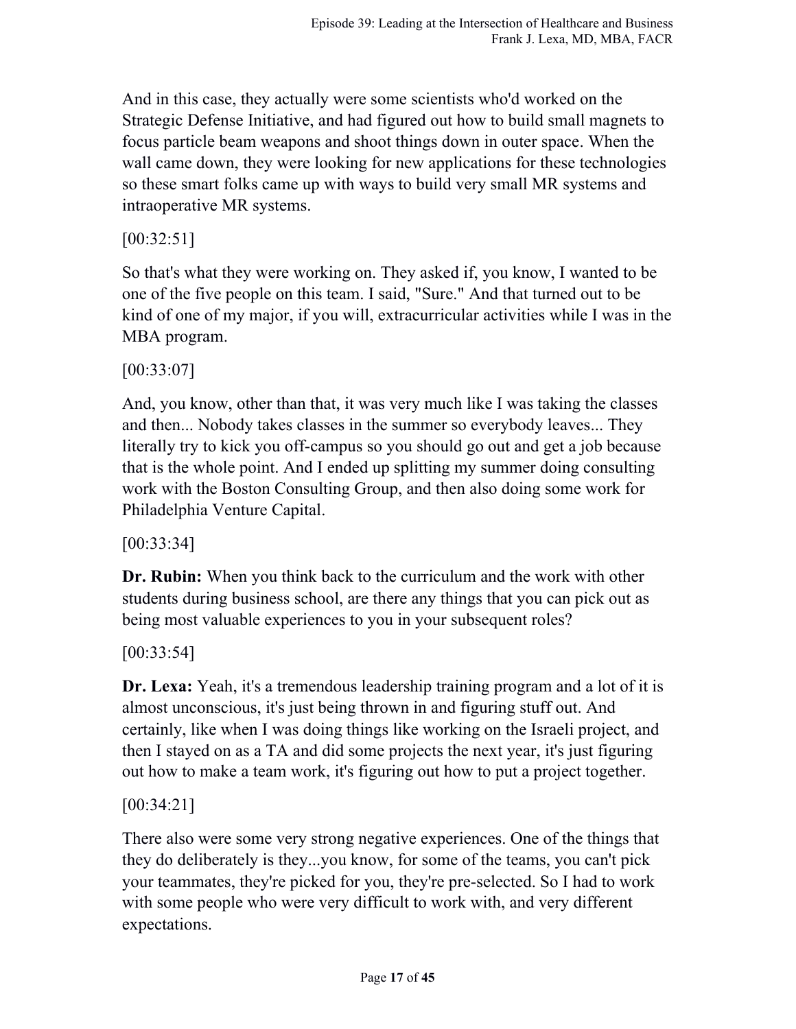And in this case, they actually were some scientists who'd worked on the Strategic Defense Initiative, and had figured out how to build small magnets to focus particle beam weapons and shoot things down in outer space. When the wall came down, they were looking for new applications for these technologies so these smart folks came up with ways to build very small MR systems and intraoperative MR systems.

[00:32:51]

So that's what they were working on. They asked if, you know, I wanted to be one of the five people on this team. I said, "Sure." And that turned out to be kind of one of my major, if you will, extracurricular activities while I was in the MBA program.

[00:33:07]

And, you know, other than that, it was very much like I was taking the classes and then... Nobody takes classes in the summer so everybody leaves... They literally try to kick you off-campus so you should go out and get a job because that is the whole point. And I ended up splitting my summer doing consulting work with the Boston Consulting Group, and then also doing some work for Philadelphia Venture Capital.

[00:33:34]

**Dr. Rubin:** When you think back to the curriculum and the work with other students during business school, are there any things that you can pick out as being most valuable experiences to you in your subsequent roles?

[00:33:54]

**Dr. Lexa:** Yeah, it's a tremendous leadership training program and a lot of it is almost unconscious, it's just being thrown in and figuring stuff out. And certainly, like when I was doing things like working on the Israeli project, and then I stayed on as a TA and did some projects the next year, it's just figuring out how to make a team work, it's figuring out how to put a project together.

[00:34:21]

There also were some very strong negative experiences. One of the things that they do deliberately is they...you know, for some of the teams, you can't pick your teammates, they're picked for you, they're pre-selected. So I had to work with some people who were very difficult to work with, and very different expectations.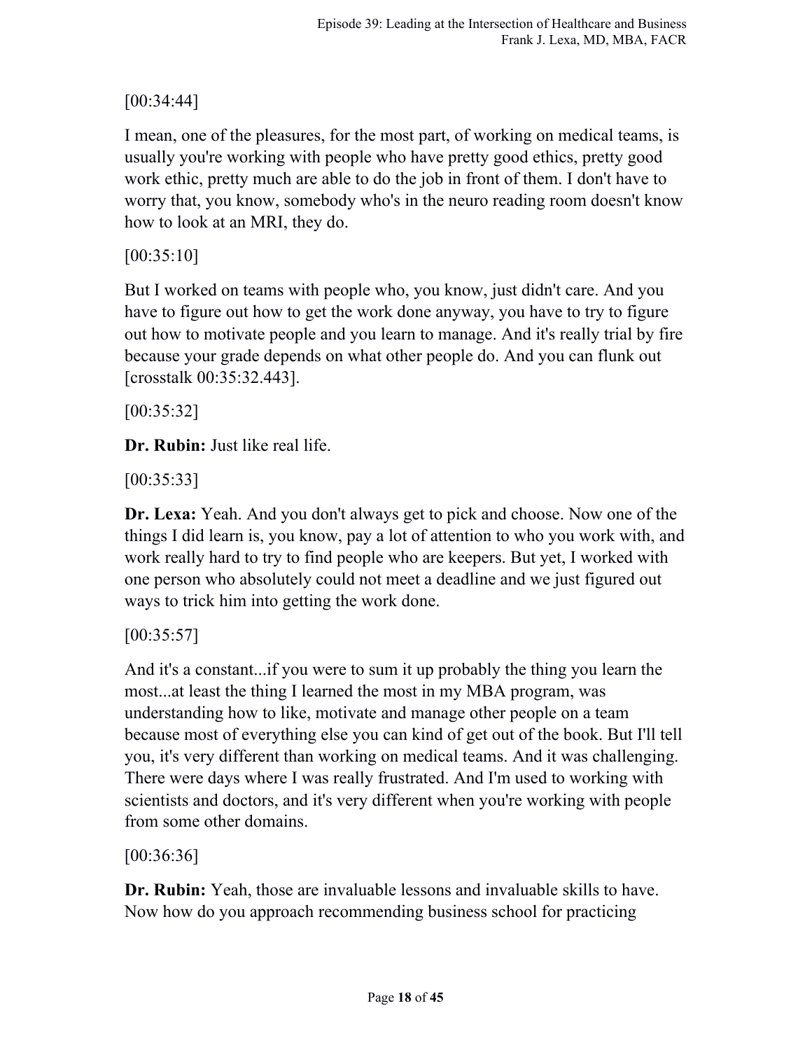[00:34:44]

I mean, one of the pleasures, for the most part, of working on medical teams, is usually you're working with people who have pretty good ethics, pretty good work ethic, pretty much are able to do the job in front of them. I don't have to worry that, you know, somebody who's in the neuro reading room doesn't know how to look at an MRI, they do.

[00:35:10]

But I worked on teams with people who, you know, just didn't care. And you have to figure out how to get the work done anyway, you have to try to figure out how to motivate people and you learn to manage. And it's really trial by fire because your grade depends on what other people do. And you can flunk out [crosstalk 00:35:32.443].

[00:35:32]

**Dr. Rubin:** Just like real life.

[00:35:33]

**Dr. Lexa:** Yeah. And you don't always get to pick and choose. Now one of the things I did learn is, you know, pay a lot of attention to who you work with, and work really hard to try to find people who are keepers. But yet, I worked with one person who absolutely could not meet a deadline and we just figured out ways to trick him into getting the work done.

[00:35:57]

And it's a constant...if you were to sum it up probably the thing you learn the most...at least the thing I learned the most in my MBA program, was understanding how to like, motivate and manage other people on a team because most of everything else you can kind of get out of the book. But I'll tell you, it's very different than working on medical teams. And it was challenging. There were days where I was really frustrated. And I'm used to working with scientists and doctors, and it's very different when you're working with people from some other domains.

[00:36:36]

**Dr. Rubin:** Yeah, those are invaluable lessons and invaluable skills to have. Now how do you approach recommending business school for practicing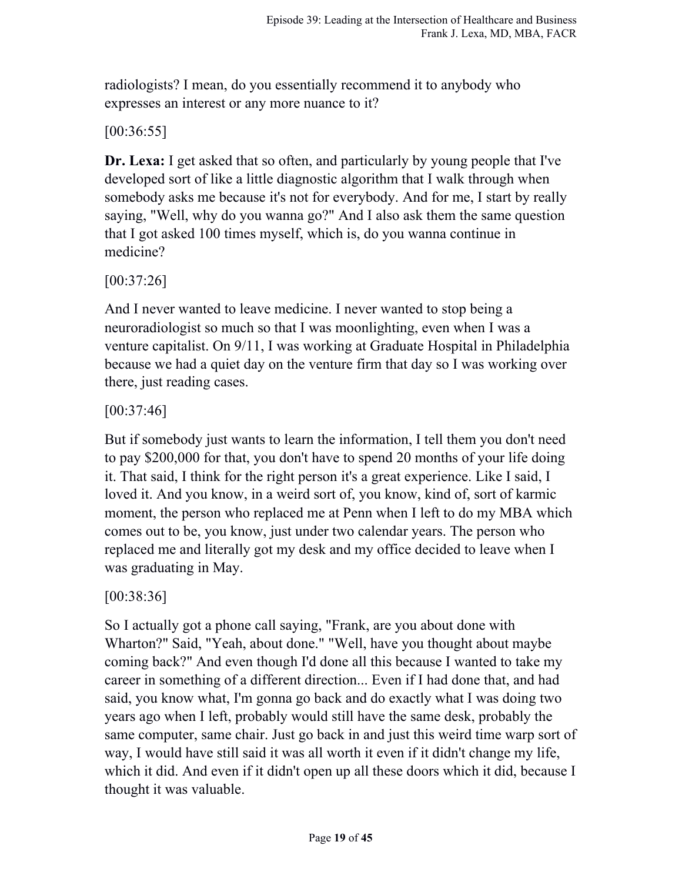radiologists? I mean, do you essentially recommend it to anybody who expresses an interest or any more nuance to it?

[00:36:55]

**Dr. Lexa:** I get asked that so often, and particularly by young people that I've developed sort of like a little diagnostic algorithm that I walk through when somebody asks me because it's not for everybody. And for me, I start by really saying, "Well, why do you wanna go?" And I also ask them the same question that I got asked 100 times myself, which is, do you wanna continue in medicine?

[00:37:26]

And I never wanted to leave medicine. I never wanted to stop being a neuroradiologist so much so that I was moonlighting, even when I was a venture capitalist. On 9/11, I was working at Graduate Hospital in Philadelphia because we had a quiet day on the venture firm that day so I was working over there, just reading cases.

[00:37:46]

But if somebody just wants to learn the information, I tell them you don't need to pay $200,000 for that, you don't have to spend 20 months of your life doing it. That said, I think for the right person it's a great experience. Like I said, I loved it. And you know, in a weird sort of, you know, kind of, sort of karmic moment, the person who replaced me at Penn when I left to do my MBA which comes out to be, you know, just under two calendar years. The person who replaced me and literally got my desk and my office decided to leave when I was graduating in May.

[00:38:36]

So I actually got a phone call saying, "Frank, are you about done with Wharton?" Said, "Yeah, about done." "Well, have you thought about maybe coming back?" And even though I'd done all this because I wanted to take my career in something of a different direction... Even if I had done that, and had said, you know what, I'm gonna go back and do exactly what I was doing two years ago when I left, probably would still have the same desk, probably the same computer, same chair. Just go back in and just this weird time warp sort of way, I would have still said it was all worth it even if it didn't change my life, which it did. And even if it didn't open up all these doors which it did, because I thought it was valuable.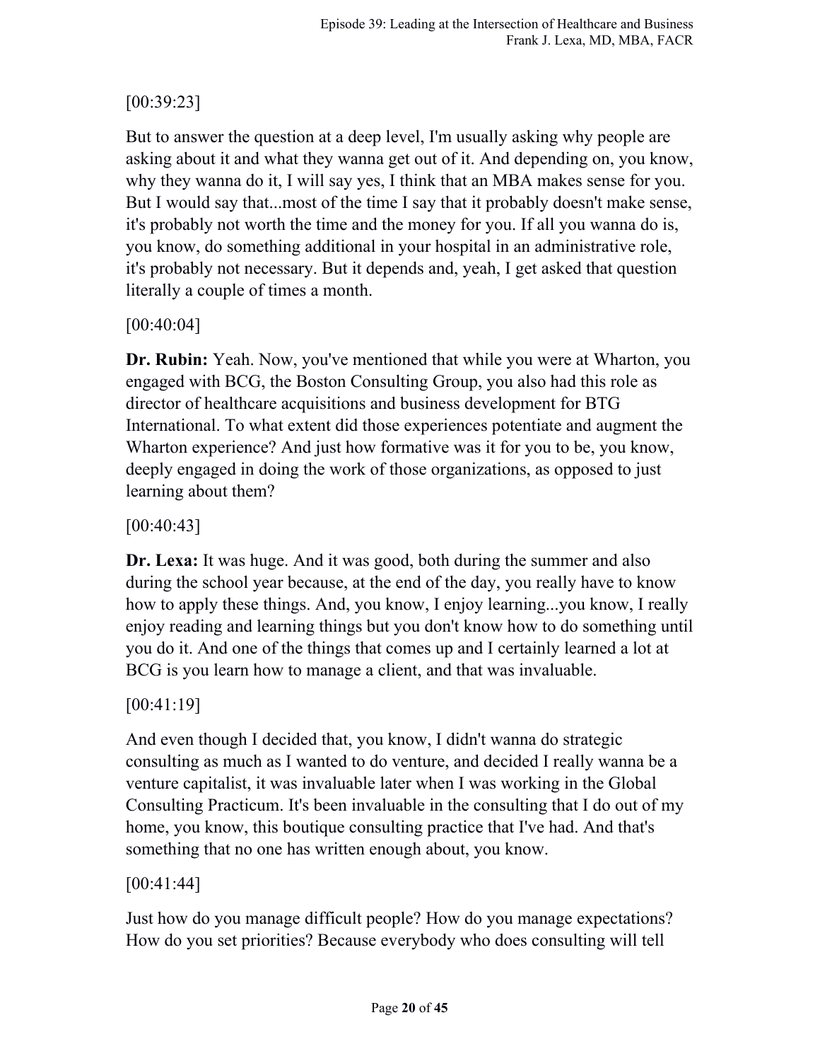[00:39:23]

But to answer the question at a deep level, I'm usually asking why people are asking about it and what they wanna get out of it. And depending on, you know, why they wanna do it, I will say yes, I think that an MBA makes sense for you. But I would say that...most of the time I say that it probably doesn't make sense, it's probably not worth the time and the money for you. If all you wanna do is, you know, do something additional in your hospital in an administrative role, it's probably not necessary. But it depends and, yeah, I get asked that question literally a couple of times a month.

[00:40:04]

**Dr. Rubin:** Yeah. Now, you've mentioned that while you were at Wharton, you engaged with BCG, the Boston Consulting Group, you also had this role as director of healthcare acquisitions and business development for BTG International. To what extent did those experiences potentiate and augment the Wharton experience? And just how formative was it for you to be, you know, deeply engaged in doing the work of those organizations, as opposed to just learning about them?

[00:40:43]

**Dr. Lexa:** It was huge. And it was good, both during the summer and also during the school year because, at the end of the day, you really have to know how to apply these things. And, you know, I enjoy learning...you know, I really enjoy reading and learning things but you don't know how to do something until you do it. And one of the things that comes up and I certainly learned a lot at BCG is you learn how to manage a client, and that was invaluable.

[00:41:19]

And even though I decided that, you know, I didn't wanna do strategic consulting as much as I wanted to do venture, and decided I really wanna be a venture capitalist, it was invaluable later when I was working in the Global Consulting Practicum. It's been invaluable in the consulting that I do out of my home, you know, this boutique consulting practice that I've had. And that's something that no one has written enough about, you know.

[00:41:44]

Just how do you manage difficult people? How do you manage expectations? How do you set priorities? Because everybody who does consulting will tell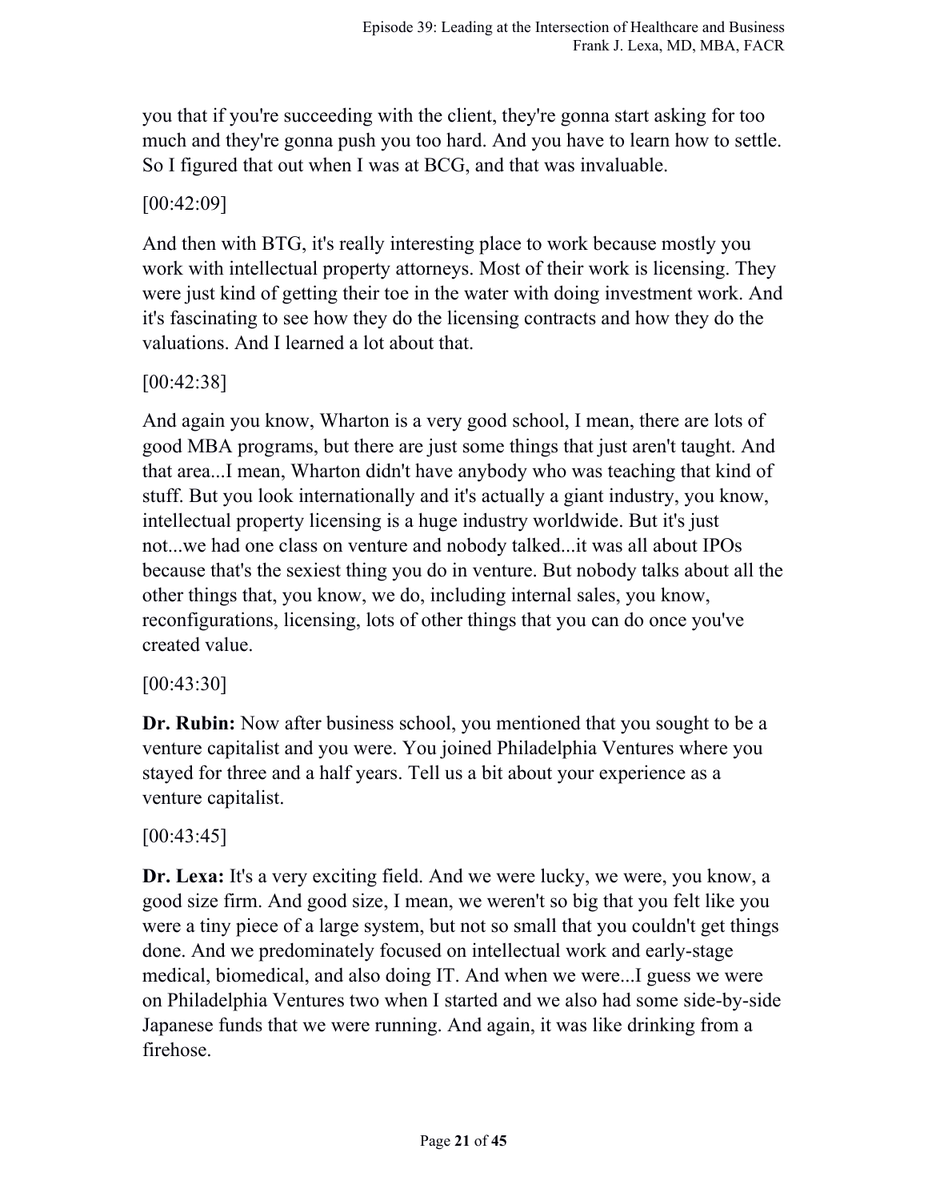you that if you're succeeding with the client, they're gonna start asking for too much and they're gonna push you too hard. And you have to learn how to settle. So I figured that out when I was at BCG, and that was invaluable.

[00:42:09]

And then with BTG, it's really interesting place to work because mostly you work with intellectual property attorneys. Most of their work is licensing. They were just kind of getting their toe in the water with doing investment work. And it's fascinating to see how they do the licensing contracts and how they do the valuations. And I learned a lot about that.

[00:42:38]

And again you know, Wharton is a very good school, I mean, there are lots of good MBA programs, but there are just some things that just aren't taught. And that area...I mean, Wharton didn't have anybody who was teaching that kind of stuff. But you look internationally and it's actually a giant industry, you know, intellectual property licensing is a huge industry worldwide. But it's just not...we had one class on venture and nobody talked...it was all about IPOs because that's the sexiest thing you do in venture. But nobody talks about all the other things that, you know, we do, including internal sales, you know, reconfigurations, licensing, lots of other things that you can do once you've created value.

[00:43:30]

**Dr. Rubin:** Now after business school, you mentioned that you sought to be a venture capitalist and you were. You joined Philadelphia Ventures where you stayed for three and a half years. Tell us a bit about your experience as a venture capitalist.

[00:43:45]

**Dr. Lexa:** It's a very exciting field. And we were lucky, we were, you know, a good size firm. And good size, I mean, we weren't so big that you felt like you were a tiny piece of a large system, but not so small that you couldn't get things done. And we predominately focused on intellectual work and early-stage medical, biomedical, and also doing IT. And when we were...I guess we were on Philadelphia Ventures two when I started and we also had some side-by-side Japanese funds that we were running. And again, it was like drinking from a firehose.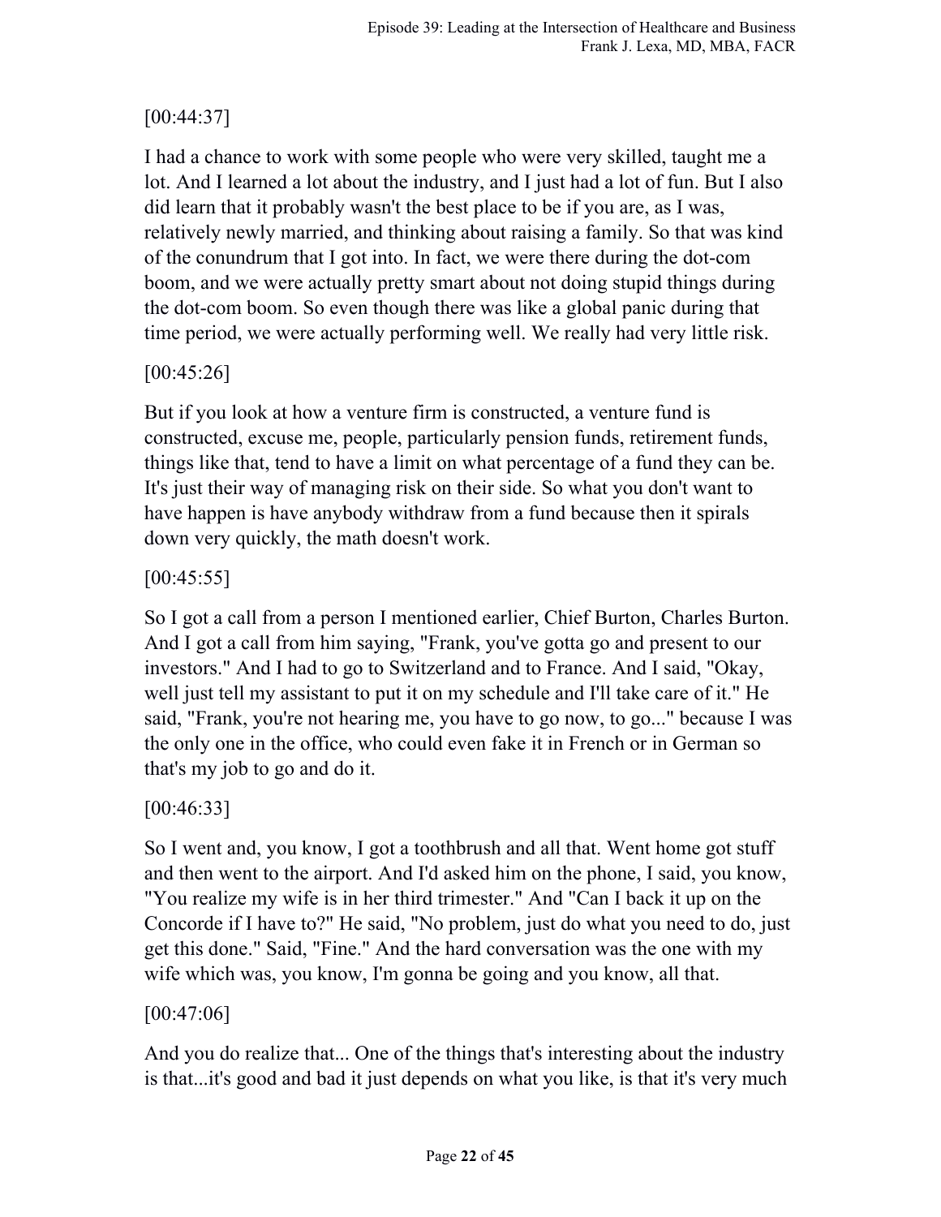[00:44:37]

I had a chance to work with some people who were very skilled, taught me a lot. And I learned a lot about the industry, and I just had a lot of fun. But I also did learn that it probably wasn't the best place to be if you are, as I was, relatively newly married, and thinking about raising a family. So that was kind of the conundrum that I got into. In fact, we were there during the dot-com boom, and we were actually pretty smart about not doing stupid things during the dot-com boom. So even though there was like a global panic during that time period, we were actually performing well. We really had very little risk.

[00:45:26]

But if you look at how a venture firm is constructed, a venture fund is constructed, excuse me, people, particularly pension funds, retirement funds, things like that, tend to have a limit on what percentage of a fund they can be. It's just their way of managing risk on their side. So what you don't want to have happen is have anybody withdraw from a fund because then it spirals down very quickly, the math doesn't work.

[00:45:55]

So I got a call from a person I mentioned earlier, Chief Burton, Charles Burton. And I got a call from him saying, "Frank, you've gotta go and present to our investors." And I had to go to Switzerland and to France. And I said, "Okay, well just tell my assistant to put it on my schedule and I'll take care of it." He said, "Frank, you're not hearing me, you have to go now, to go..." because I was the only one in the office, who could even fake it in French or in German so that's my job to go and do it.

[00:46:33]

So I went and, you know, I got a toothbrush and all that. Went home got stuff and then went to the airport. And I'd asked him on the phone, I said, you know, "You realize my wife is in her third trimester." And "Can I back it up on the Concorde if I have to?" He said, "No problem, just do what you need to do, just get this done." Said, "Fine." And the hard conversation was the one with my wife which was, you know, I'm gonna be going and you know, all that.

[00:47:06]

And you do realize that... One of the things that's interesting about the industry is that...it's good and bad it just depends on what you like, is that it's very much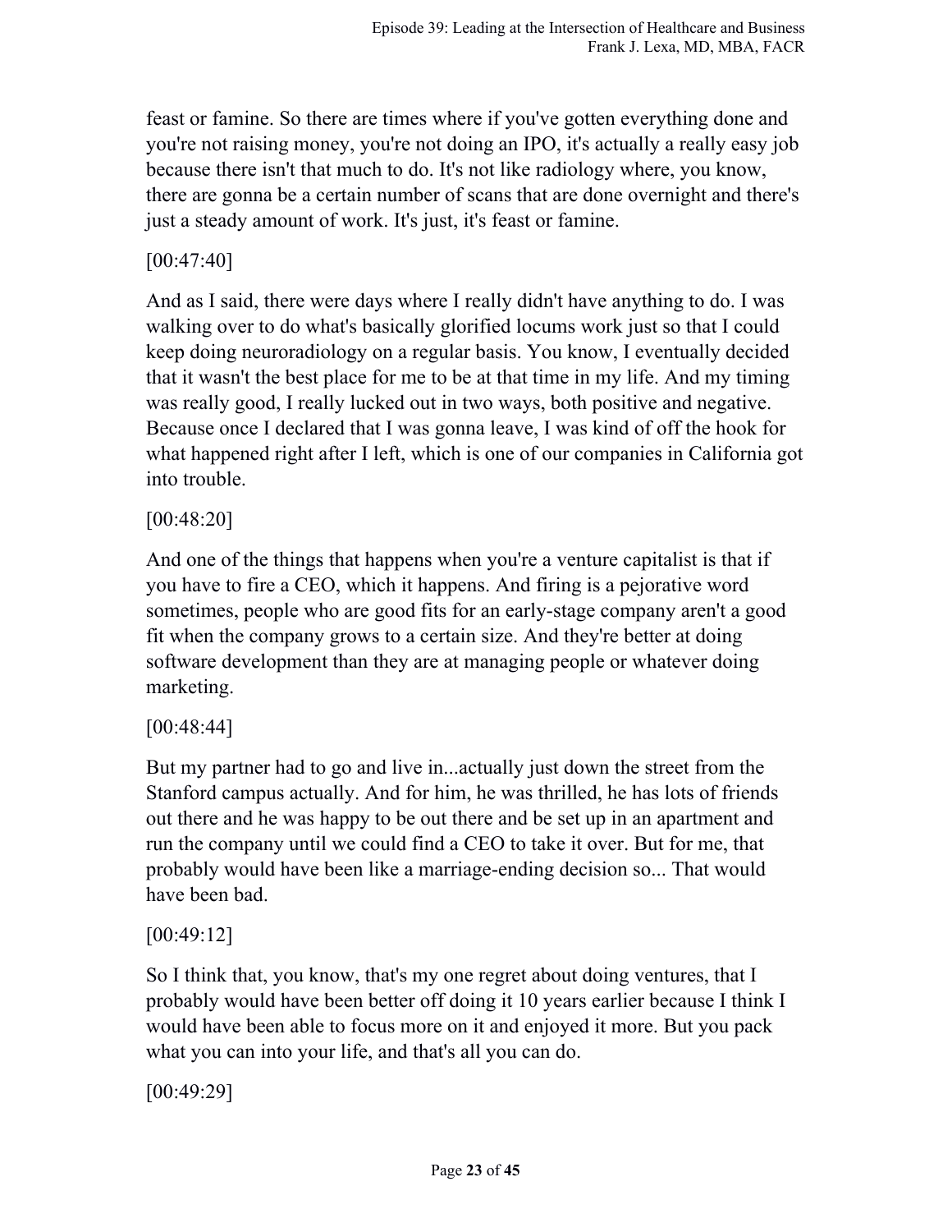feast or famine. So there are times where if you've gotten everything done and you're not raising money, you're not doing an IPO, it's actually a really easy job because there isn't that much to do. It's not like radiology where, you know, there are gonna be a certain number of scans that are done overnight and there's just a steady amount of work. It's just, it's feast or famine.

[00:47:40]

And as I said, there were days where I really didn't have anything to do. I was walking over to do what's basically glorified locums work just so that I could keep doing neuroradiology on a regular basis. You know, I eventually decided that it wasn't the best place for me to be at that time in my life. And my timing was really good, I really lucked out in two ways, both positive and negative. Because once I declared that I was gonna leave, I was kind of off the hook for what happened right after I left, which is one of our companies in California got into trouble.

[00:48:20]

And one of the things that happens when you're a venture capitalist is that if you have to fire a CEO, which it happens. And firing is a pejorative word sometimes, people who are good fits for an early-stage company aren't a good fit when the company grows to a certain size. And they're better at doing software development than they are at managing people or whatever doing marketing.

[00:48:44]

But my partner had to go and live in...actually just down the street from the Stanford campus actually. And for him, he was thrilled, he has lots of friends out there and he was happy to be out there and be set up in an apartment and run the company until we could find a CEO to take it over. But for me, that probably would have been like a marriage-ending decision so... That would have been bad.

[00:49:12]

So I think that, you know, that's my one regret about doing ventures, that I probably would have been better off doing it 10 years earlier because I think I would have been able to focus more on it and enjoyed it more. But you pack what you can into your life, and that's all you can do.

[00:49:29]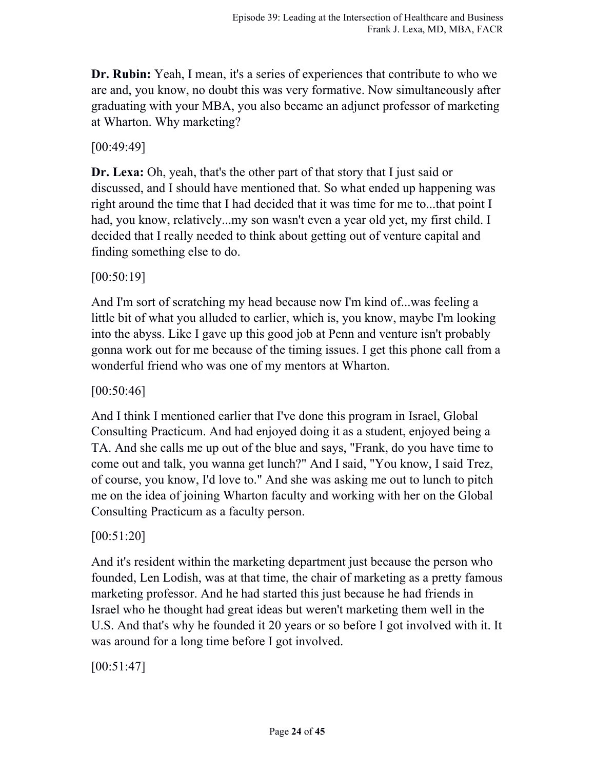**Dr. Rubin:** Yeah, I mean, it's a series of experiences that contribute to who we are and, you know, no doubt this was very formative. Now simultaneously after graduating with your MBA, you also became an adjunct professor of marketing at Wharton. Why marketing?

[00:49:49]

**Dr. Lexa:** Oh, yeah, that's the other part of that story that I just said or discussed, and I should have mentioned that. So what ended up happening was right around the time that I had decided that it was time for me to...that point I had, you know, relatively...my son wasn't even a year old yet, my first child. I decided that I really needed to think about getting out of venture capital and finding something else to do.

[00:50:19]

And I'm sort of scratching my head because now I'm kind of...was feeling a little bit of what you alluded to earlier, which is, you know, maybe I'm looking into the abyss. Like I gave up this good job at Penn and venture isn't probably gonna work out for me because of the timing issues. I get this phone call from a wonderful friend who was one of my mentors at Wharton.

[00:50:46]

And I think I mentioned earlier that I've done this program in Israel, Global Consulting Practicum. And had enjoyed doing it as a student, enjoyed being a TA. And she calls me up out of the blue and says, "Frank, do you have time to come out and talk, you wanna get lunch?" And I said, "You know, I said Trez, of course, you know, I'd love to." And she was asking me out to lunch to pitch me on the idea of joining Wharton faculty and working with her on the Global Consulting Practicum as a faculty person.

[00:51:20]

And it's resident within the marketing department just because the person who founded, Len Lodish, was at that time, the chair of marketing as a pretty famous marketing professor. And he had started this just because he had friends in Israel who he thought had great ideas but weren't marketing them well in the U.S. And that's why he founded it 20 years or so before I got involved with it. It was around for a long time before I got involved.

[00:51:47]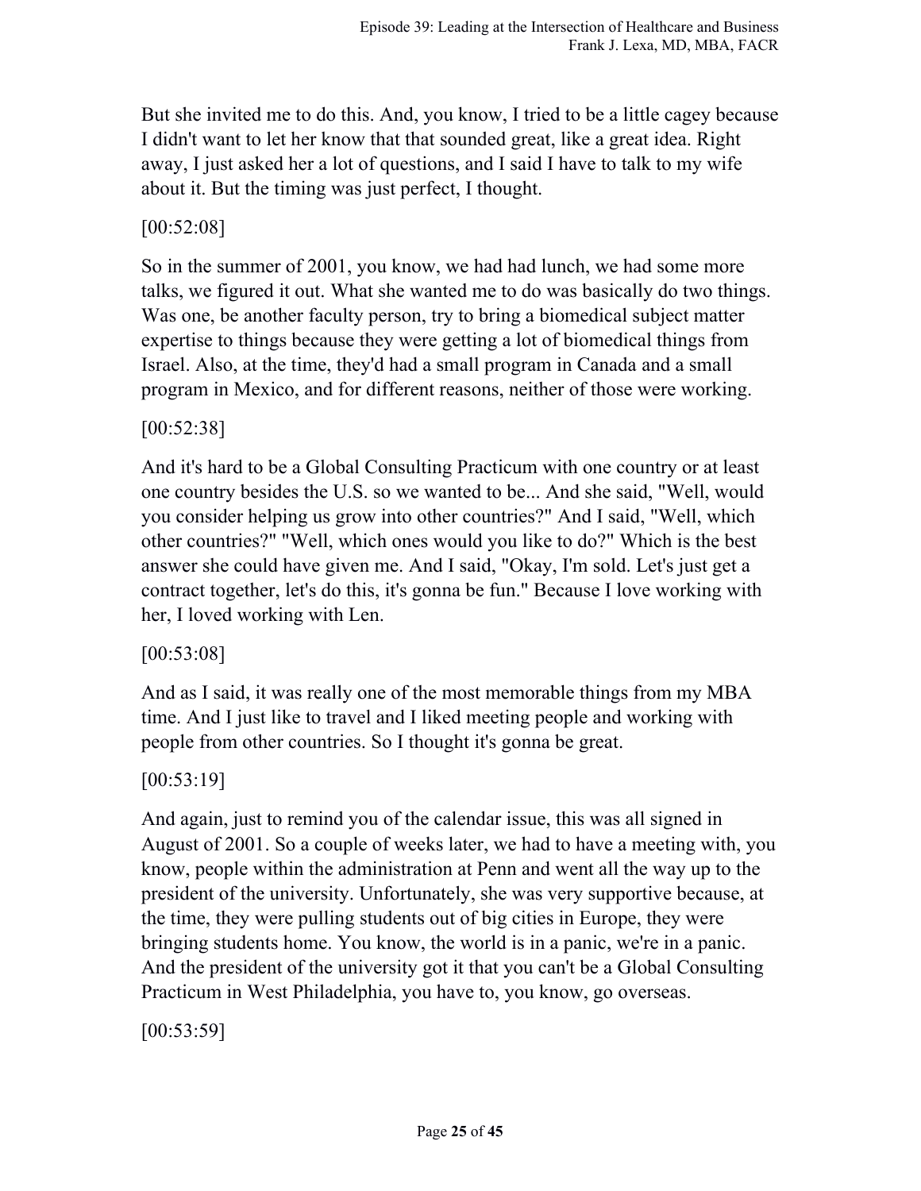But she invited me to do this. And, you know, I tried to be a little cagey because I didn't want to let her know that that sounded great, like a great idea. Right away, I just asked her a lot of questions, and I said I have to talk to my wife about it. But the timing was just perfect, I thought.

[00:52:08]

So in the summer of 2001, you know, we had had lunch, we had some more talks, we figured it out. What she wanted me to do was basically do two things. Was one, be another faculty person, try to bring a biomedical subject matter expertise to things because they were getting a lot of biomedical things from Israel. Also, at the time, they'd had a small program in Canada and a small program in Mexico, and for different reasons, neither of those were working.

[00:52:38]

And it's hard to be a Global Consulting Practicum with one country or at least one country besides the U.S. so we wanted to be... And she said, "Well, would you consider helping us grow into other countries?" And I said, "Well, which other countries?" "Well, which ones would you like to do?" Which is the best answer she could have given me. And I said, "Okay, I'm sold. Let's just get a contract together, let's do this, it's gonna be fun." Because I love working with her, I loved working with Len.

[00:53:08]

And as I said, it was really one of the most memorable things from my MBA time. And I just like to travel and I liked meeting people and working with people from other countries. So I thought it's gonna be great.

[00:53:19]

And again, just to remind you of the calendar issue, this was all signed in August of 2001. So a couple of weeks later, we had to have a meeting with, you know, people within the administration at Penn and went all the way up to the president of the university. Unfortunately, she was very supportive because, at the time, they were pulling students out of big cities in Europe, they were bringing students home. You know, the world is in a panic, we're in a panic. And the president of the university got it that you can't be a Global Consulting Practicum in West Philadelphia, you have to, you know, go overseas.

[00:53:59]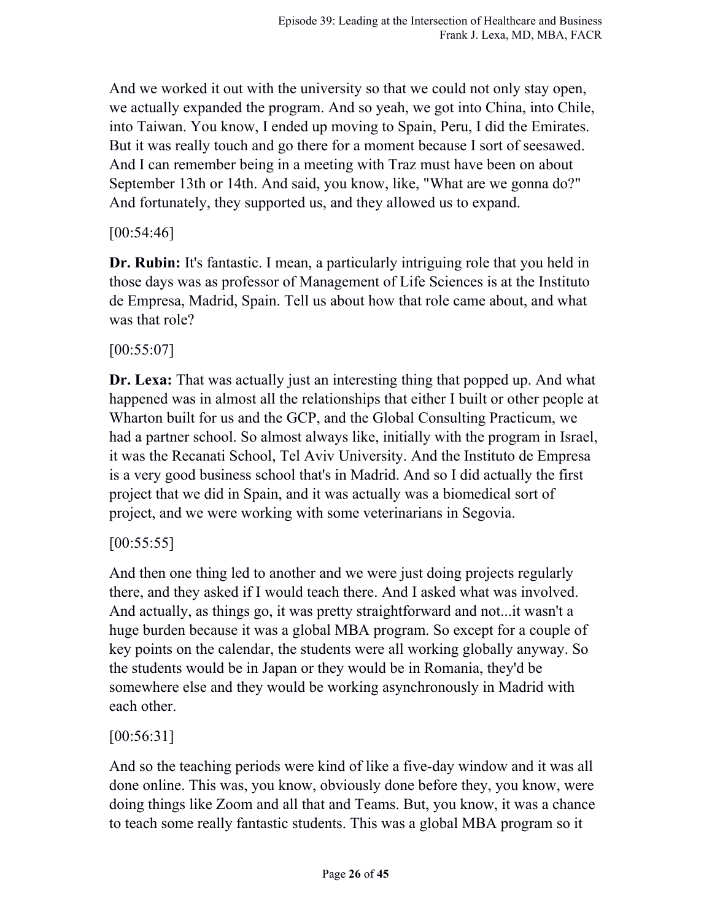And we worked it out with the university so that we could not only stay open, we actually expanded the program. And so yeah, we got into China, into Chile, into Taiwan. You know, I ended up moving to Spain, Peru, I did the Emirates. But it was really touch and go there for a moment because I sort of seesawed. And I can remember being in a meeting with Traz must have been on about September 13th or 14th. And said, you know, like, "What are we gonna do?" And fortunately, they supported us, and they allowed us to expand.

[00:54:46]

**Dr. Rubin:** It's fantastic. I mean, a particularly intriguing role that you held in those days was as professor of Management of Life Sciences is at the Instituto de Empresa, Madrid, Spain. Tell us about how that role came about, and what was that role?

[00:55:07]

**Dr. Lexa:** That was actually just an interesting thing that popped up. And what happened was in almost all the relationships that either I built or other people at Wharton built for us and the GCP, and the Global Consulting Practicum, we had a partner school. So almost always like, initially with the program in Israel, it was the Recanati School, Tel Aviv University. And the Instituto de Empresa is a very good business school that's in Madrid. And so I did actually the first project that we did in Spain, and it was actually was a biomedical sort of project, and we were working with some veterinarians in Segovia.

[00:55:55]

And then one thing led to another and we were just doing projects regularly there, and they asked if I would teach there. And I asked what was involved. And actually, as things go, it was pretty straightforward and not...it wasn't a huge burden because it was a global MBA program. So except for a couple of key points on the calendar, the students were all working globally anyway. So the students would be in Japan or they would be in Romania, they'd be somewhere else and they would be working asynchronously in Madrid with each other.

[00:56:31]

And so the teaching periods were kind of like a five-day window and it was all done online. This was, you know, obviously done before they, you know, were doing things like Zoom and all that and Teams. But, you know, it was a chance to teach some really fantastic students. This was a global MBA program so it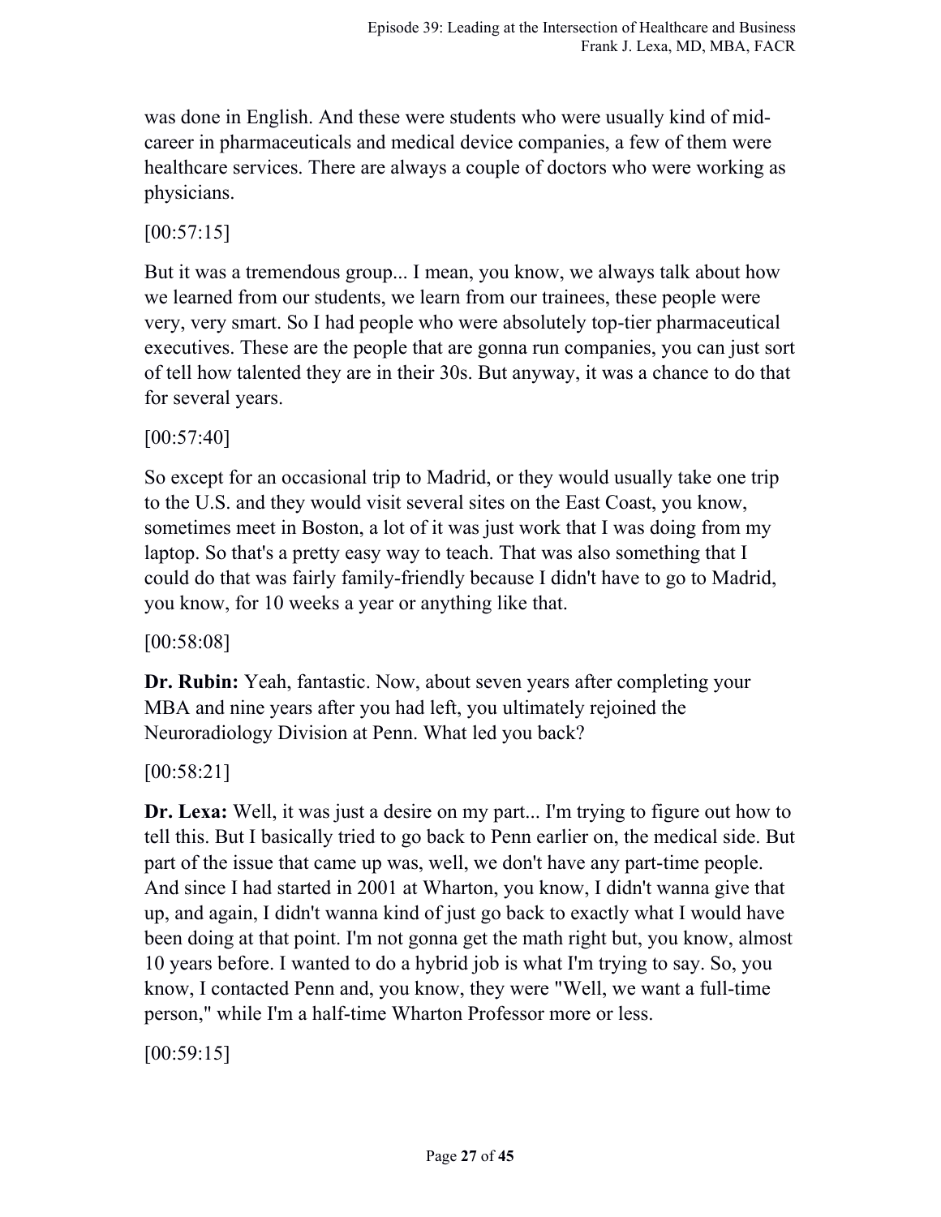was done in English. And these were students who were usually kind of mid-career in pharmaceuticals and medical device companies, a few of them were healthcare services. There are always a couple of doctors who were working as physicians.

[00:57:15]

But it was a tremendous group... I mean, you know, we always talk about how we learned from our students, we learn from our trainees, these people were very, very smart. So I had people who were absolutely top-tier pharmaceutical executives. These are the people that are gonna run companies, you can just sort of tell how talented they are in their 30s. But anyway, it was a chance to do that for several years.

[00:57:40]

So except for an occasional trip to Madrid, or they would usually take one trip to the U.S. and they would visit several sites on the East Coast, you know, sometimes meet in Boston, a lot of it was just work that I was doing from my laptop. So that's a pretty easy way to teach. That was also something that I could do that was fairly family-friendly because I didn't have to go to Madrid, you know, for 10 weeks a year or anything like that.

[00:58:08]

**Dr. Rubin:** Yeah, fantastic. Now, about seven years after completing your MBA and nine years after you had left, you ultimately rejoined the Neuroradiology Division at Penn. What led you back?

[00:58:21]

**Dr. Lexa:** Well, it was just a desire on my part... I'm trying to figure out how to tell this. But I basically tried to go back to Penn earlier on, the medical side. But part of the issue that came up was, well, we don't have any part-time people. And since I had started in 2001 at Wharton, you know, I didn't wanna give that up, and again, I didn't wanna kind of just go back to exactly what I would have been doing at that point. I'm not gonna get the math right but, you know, almost 10 years before. I wanted to do a hybrid job is what I'm trying to say. So, you know, I contacted Penn and, you know, they were "Well, we want a full-time person," while I'm a half-time Wharton Professor more or less.

[00:59:15]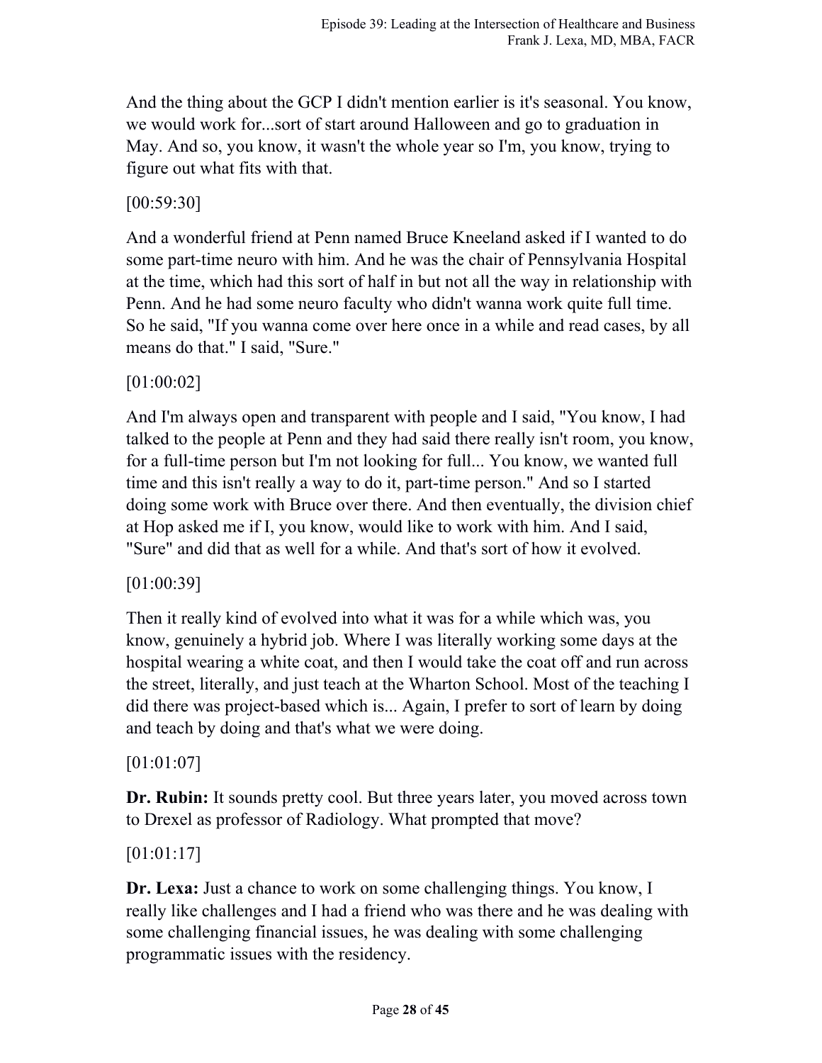And the thing about the GCP I didn't mention earlier is it's seasonal. You know, we would work for...sort of start around Halloween and go to graduation in May. And so, you know, it wasn't the whole year so I'm, you know, trying to figure out what fits with that.

[00:59:30]

And a wonderful friend at Penn named Bruce Kneeland asked if I wanted to do some part-time neuro with him. And he was the chair of Pennsylvania Hospital at the time, which had this sort of half in but not all the way in relationship with Penn. And he had some neuro faculty who didn't wanna work quite full time. So he said, "If you wanna come over here once in a while and read cases, by all means do that." I said, "Sure."

[01:00:02]

And I'm always open and transparent with people and I said, "You know, I had talked to the people at Penn and they had said there really isn't room, you know, for a full-time person but I'm not looking for full... You know, we wanted full time and this isn't really a way to do it, part-time person." And so I started doing some work with Bruce over there. And then eventually, the division chief at Hop asked me if I, you know, would like to work with him. And I said, "Sure" and did that as well for a while. And that's sort of how it evolved.

[01:00:39]

Then it really kind of evolved into what it was for a while which was, you know, genuinely a hybrid job. Where I was literally working some days at the hospital wearing a white coat, and then I would take the coat off and run across the street, literally, and just teach at the Wharton School. Most of the teaching I did there was project-based which is... Again, I prefer to sort of learn by doing and teach by doing and that's what we were doing.

[01:01:07]

**Dr. Rubin:** It sounds pretty cool. But three years later, you moved across town to Drexel as professor of Radiology. What prompted that move?

[01:01:17]

**Dr. Lexa:** Just a chance to work on some challenging things. You know, I really like challenges and I had a friend who was there and he was dealing with some challenging financial issues, he was dealing with some challenging programmatic issues with the residency.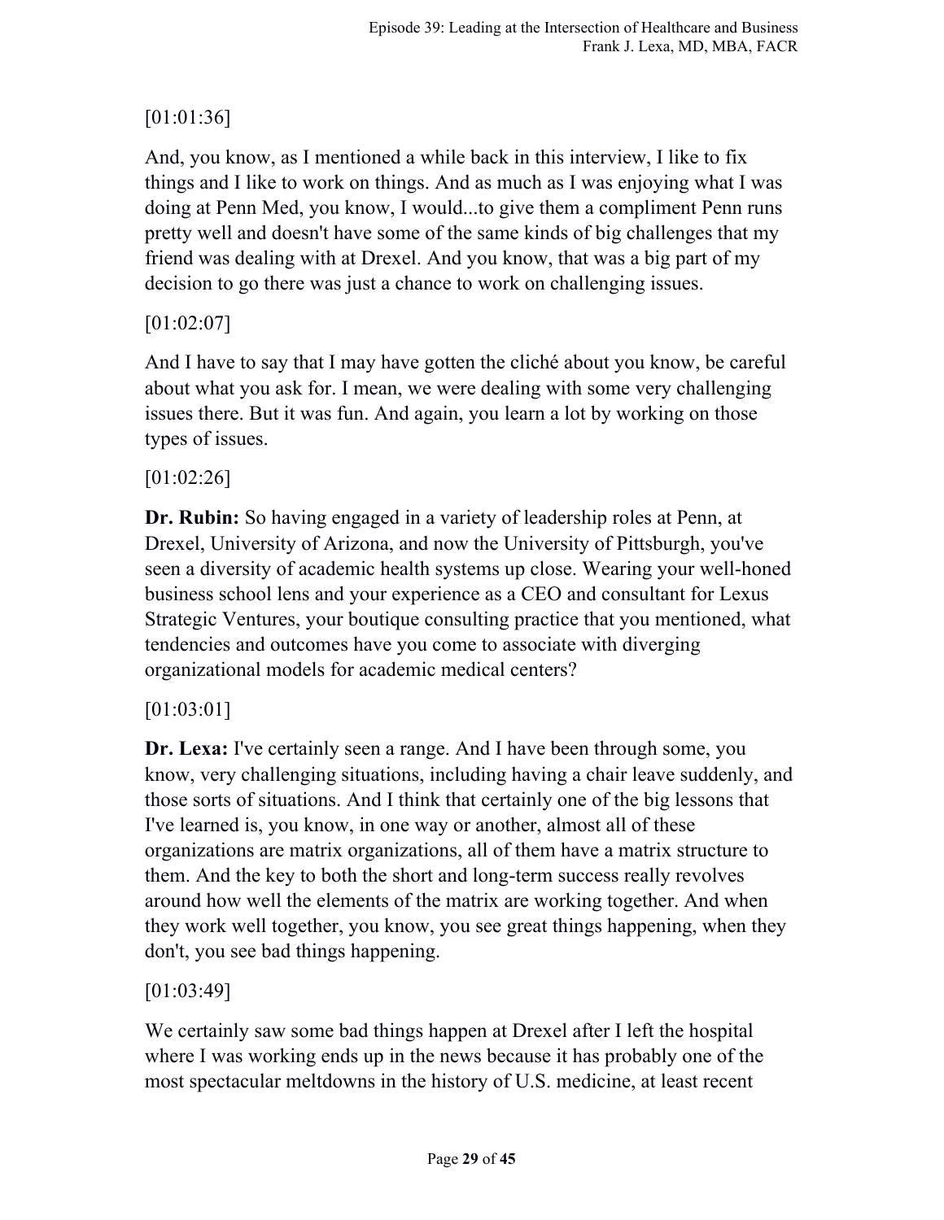[01:01:36]

And, you know, as I mentioned a while back in this interview, I like to fix things and I like to work on things. And as much as I was enjoying what I was doing at Penn Med, you know, I would...to give them a compliment Penn runs pretty well and doesn't have some of the same kinds of big challenges that my friend was dealing with at Drexel. And you know, that was a big part of my decision to go there was just a chance to work on challenging issues.

[01:02:07]

And I have to say that I may have gotten the cliché about you know, be careful about what you ask for. I mean, we were dealing with some very challenging issues there. But it was fun. And again, you learn a lot by working on those types of issues.

[01:02:26]

**Dr. Rubin:** So having engaged in a variety of leadership roles at Penn, at Drexel, University of Arizona, and now the University of Pittsburgh, you've seen a diversity of academic health systems up close. Wearing your well-honed business school lens and your experience as a CEO and consultant for Lexus Strategic Ventures, your boutique consulting practice that you mentioned, what tendencies and outcomes have you come to associate with diverging organizational models for academic medical centers?

[01:03:01]

**Dr. Lexa:** I've certainly seen a range. And I have been through some, you know, very challenging situations, including having a chair leave suddenly, and those sorts of situations. And I think that certainly one of the big lessons that I've learned is, you know, in one way or another, almost all of these organizations are matrix organizations, all of them have a matrix structure to them. And the key to both the short and long-term success really revolves around how well the elements of the matrix are working together. And when they work well together, you know, you see great things happening, when they don't, you see bad things happening.

[01:03:49]

We certainly saw some bad things happen at Drexel after I left the hospital where I was working ends up in the news because it has probably one of the most spectacular meltdowns in the history of U.S. medicine, at least recent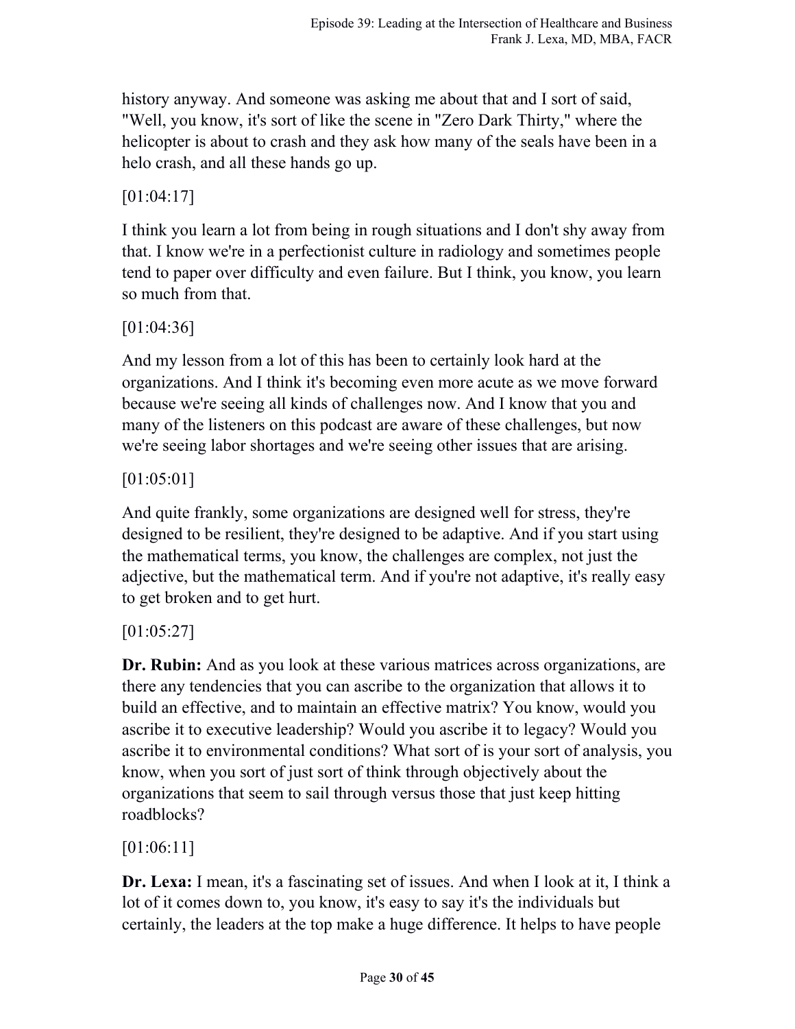history anyway. And someone was asking me about that and I sort of said, "Well, you know, it's sort of like the scene in "Zero Dark Thirty," where the helicopter is about to crash and they ask how many of the seals have been in a helo crash, and all these hands go up.

[01:04:17]

I think you learn a lot from being in rough situations and I don't shy away from that. I know we're in a perfectionist culture in radiology and sometimes people tend to paper over difficulty and even failure. But I think, you know, you learn so much from that.

[01:04:36]

And my lesson from a lot of this has been to certainly look hard at the organizations. And I think it's becoming even more acute as we move forward because we're seeing all kinds of challenges now. And I know that you and many of the listeners on this podcast are aware of these challenges, but now we're seeing labor shortages and we're seeing other issues that are arising.

[01:05:01]

And quite frankly, some organizations are designed well for stress, they're designed to be resilient, they're designed to be adaptive. And if you start using the mathematical terms, you know, the challenges are complex, not just the adjective, but the mathematical term. And if you're not adaptive, it's really easy to get broken and to get hurt.

[01:05:27]

**Dr. Rubin:** And as you look at these various matrices across organizations, are there any tendencies that you can ascribe to the organization that allows it to build an effective, and to maintain an effective matrix? You know, would you ascribe it to executive leadership? Would you ascribe it to legacy? Would you ascribe it to environmental conditions? What sort of is your sort of analysis, you know, when you sort of just sort of think through objectively about the organizations that seem to sail through versus those that just keep hitting roadblocks?

[01:06:11]

**Dr. Lexa:** I mean, it's a fascinating set of issues. And when I look at it, I think a lot of it comes down to, you know, it's easy to say it's the individuals but certainly, the leaders at the top make a huge difference. It helps to have people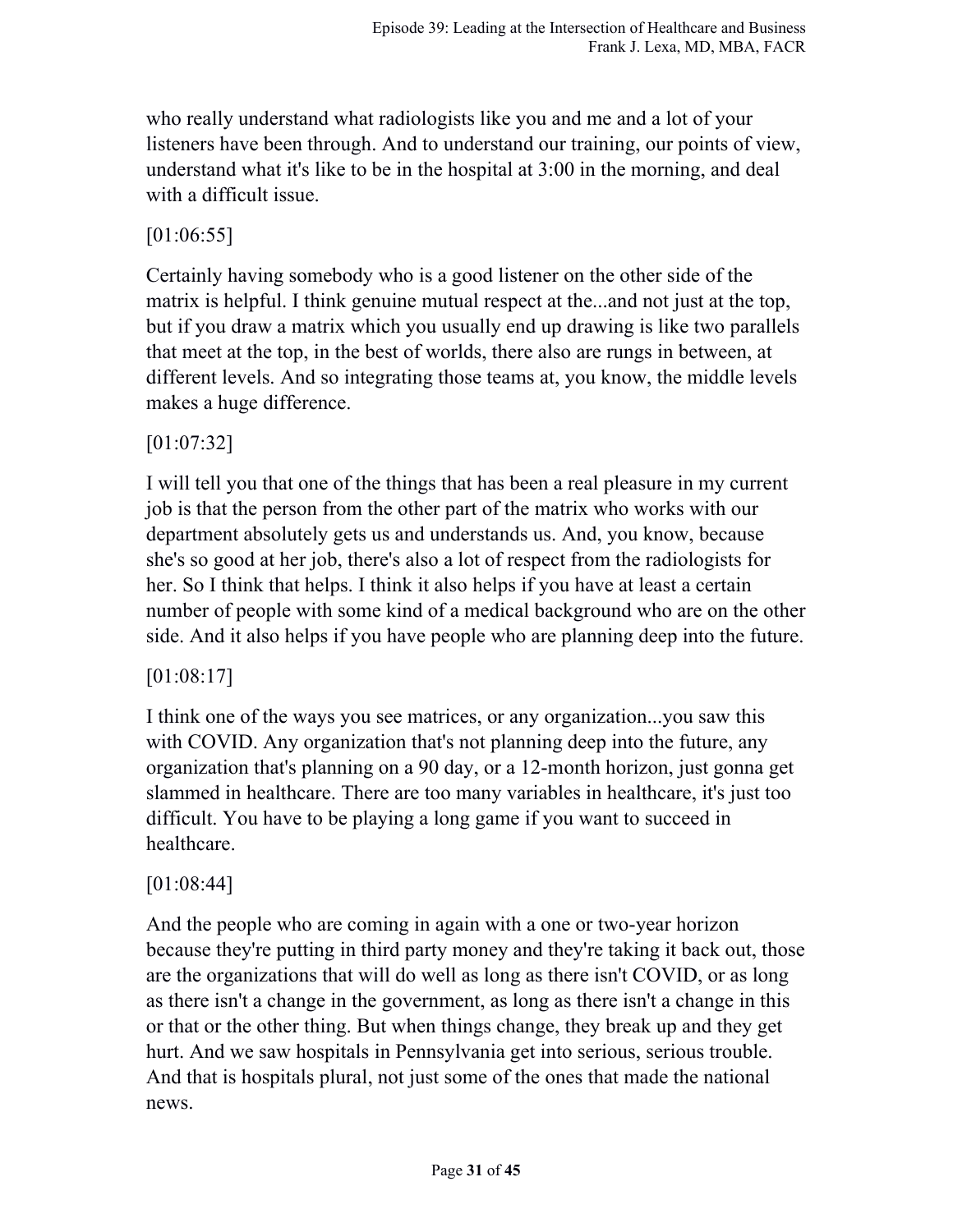who really understand what radiologists like you and me and a lot of your listeners have been through. And to understand our training, our points of view, understand what it's like to be in the hospital at 3:00 in the morning, and deal with a difficult issue.

[01:06:55]

Certainly having somebody who is a good listener on the other side of the matrix is helpful. I think genuine mutual respect at the...and not just at the top, but if you draw a matrix which you usually end up drawing is like two parallels that meet at the top, in the best of worlds, there also are rungs in between, at different levels. And so integrating those teams at, you know, the middle levels makes a huge difference.

[01:07:32]

I will tell you that one of the things that has been a real pleasure in my current job is that the person from the other part of the matrix who works with our department absolutely gets us and understands us. And, you know, because she's so good at her job, there's also a lot of respect from the radiologists for her. So I think that helps. I think it also helps if you have at least a certain number of people with some kind of a medical background who are on the other side. And it also helps if you have people who are planning deep into the future.

[01:08:17]

I think one of the ways you see matrices, or any organization...you saw this with COVID. Any organization that's not planning deep into the future, any organization that's planning on a 90 day, or a 12-month horizon, just gonna get slammed in healthcare. There are too many variables in healthcare, it's just too difficult. You have to be playing a long game if you want to succeed in healthcare.

[01:08:44]

And the people who are coming in again with a one or two-year horizon because they're putting in third party money and they're taking it back out, those are the organizations that will do well as long as there isn't COVID, or as long as there isn't a change in the government, as long as there isn't a change in this or that or the other thing. But when things change, they break up and they get hurt. And we saw hospitals in Pennsylvania get into serious, serious trouble. And that is hospitals plural, not just some of the ones that made the national news.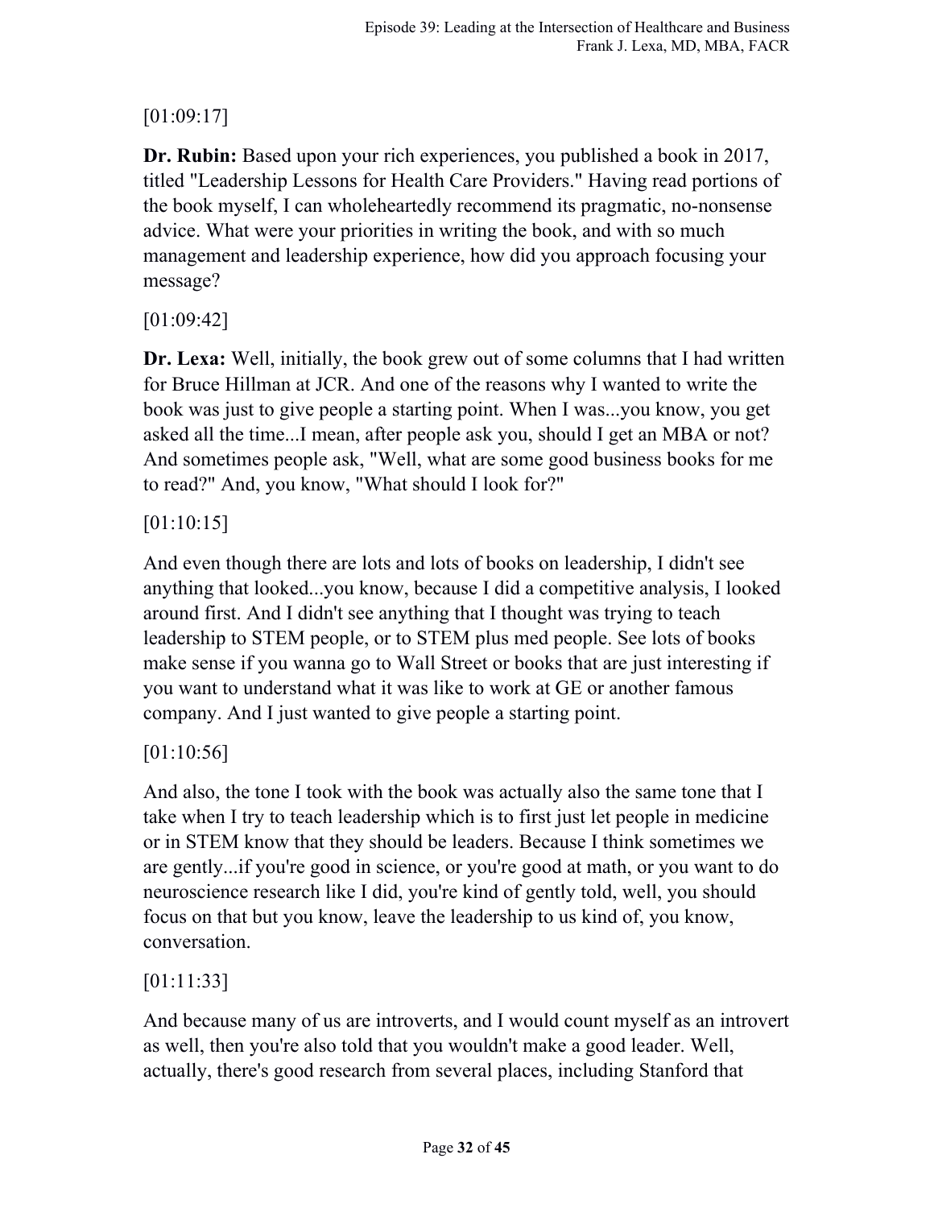[01:09:17]

**Dr. Rubin:** Based upon your rich experiences, you published a book in 2017, titled "Leadership Lessons for Health Care Providers." Having read portions of the book myself, I can wholeheartedly recommend its pragmatic, no-nonsense advice. What were your priorities in writing the book, and with so much management and leadership experience, how did you approach focusing your message?

[01:09:42]

**Dr. Lexa:** Well, initially, the book grew out of some columns that I had written for Bruce Hillman at JCR. And one of the reasons why I wanted to write the book was just to give people a starting point. When I was...you know, you get asked all the time...I mean, after people ask you, should I get an MBA or not? And sometimes people ask, "Well, what are some good business books for me to read?" And, you know, "What should I look for?"

[01:10:15]

And even though there are lots and lots of books on leadership, I didn't see anything that looked...you know, because I did a competitive analysis, I looked around first. And I didn't see anything that I thought was trying to teach leadership to STEM people, or to STEM plus med people. See lots of books make sense if you wanna go to Wall Street or books that are just interesting if you want to understand what it was like to work at GE or another famous company. And I just wanted to give people a starting point.

[01:10:56]

And also, the tone I took with the book was actually also the same tone that I take when I try to teach leadership which is to first just let people in medicine or in STEM know that they should be leaders. Because I think sometimes we are gently...if you're good in science, or you're good at math, or you want to do neuroscience research like I did, you're kind of gently told, well, you should focus on that but you know, leave the leadership to us kind of, you know, conversation.

[01:11:33]

And because many of us are introverts, and I would count myself as an introvert as well, then you're also told that you wouldn't make a good leader. Well, actually, there's good research from several places, including Stanford that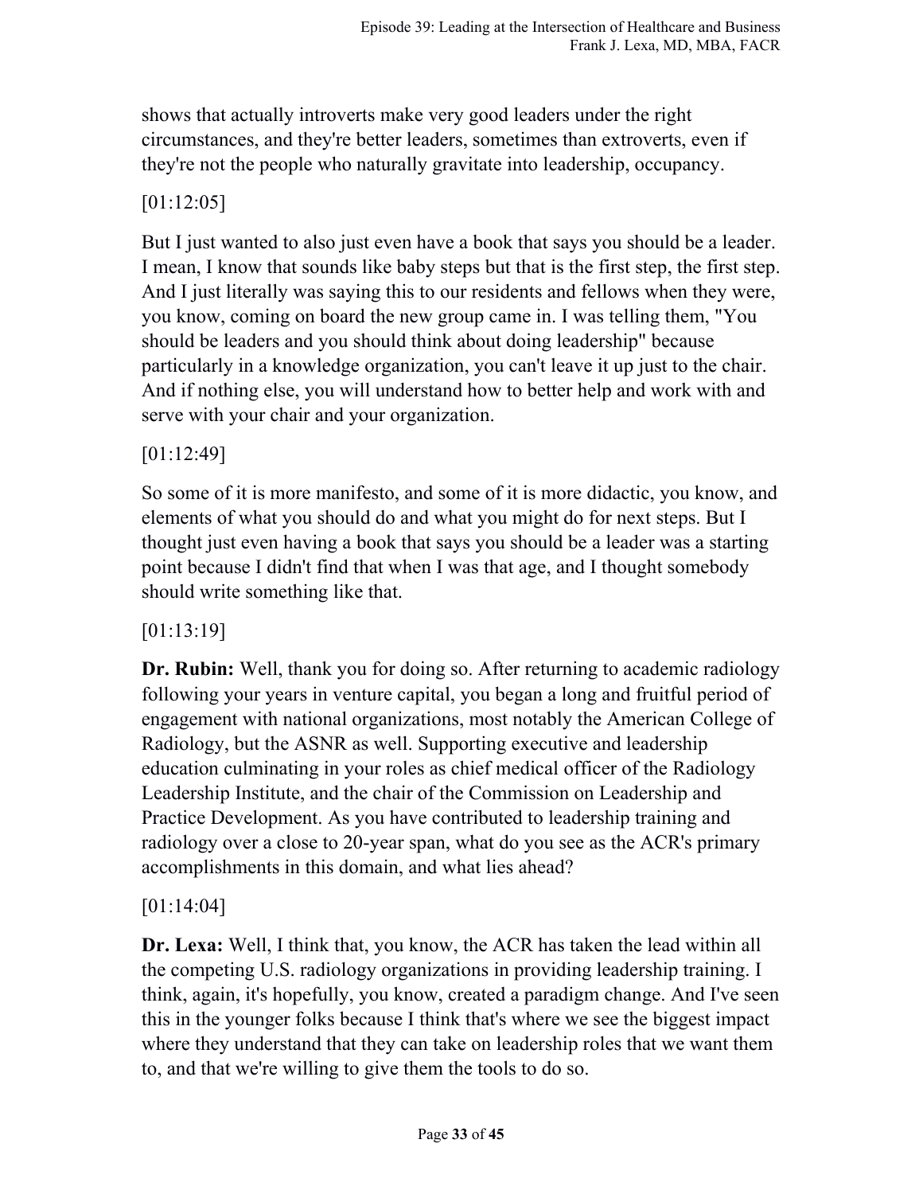shows that actually introverts make very good leaders under the right circumstances, and they're better leaders, sometimes than extroverts, even if they're not the people who naturally gravitate into leadership, occupancy.

[01:12:05]

But I just wanted to also just even have a book that says you should be a leader. I mean, I know that sounds like baby steps but that is the first step, the first step. And I just literally was saying this to our residents and fellows when they were, you know, coming on board the new group came in. I was telling them, "You should be leaders and you should think about doing leadership" because particularly in a knowledge organization, you can't leave it up just to the chair. And if nothing else, you will understand how to better help and work with and serve with your chair and your organization.

[01:12:49]

So some of it is more manifesto, and some of it is more didactic, you know, and elements of what you should do and what you might do for next steps. But I thought just even having a book that says you should be a leader was a starting point because I didn't find that when I was that age, and I thought somebody should write something like that.

[01:13:19]

**Dr. Rubin:** Well, thank you for doing so. After returning to academic radiology following your years in venture capital, you began a long and fruitful period of engagement with national organizations, most notably the American College of Radiology, but the ASNR as well. Supporting executive and leadership education culminating in your roles as chief medical officer of the Radiology Leadership Institute, and the chair of the Commission on Leadership and Practice Development. As you have contributed to leadership training and radiology over a close to 20-year span, what do you see as the ACR's primary accomplishments in this domain, and what lies ahead?

[01:14:04]

**Dr. Lexa:** Well, I think that, you know, the ACR has taken the lead within all the competing U.S. radiology organizations in providing leadership training. I think, again, it's hopefully, you know, created a paradigm change. And I've seen this in the younger folks because I think that's where we see the biggest impact where they understand that they can take on leadership roles that we want them to, and that we're willing to give them the tools to do so.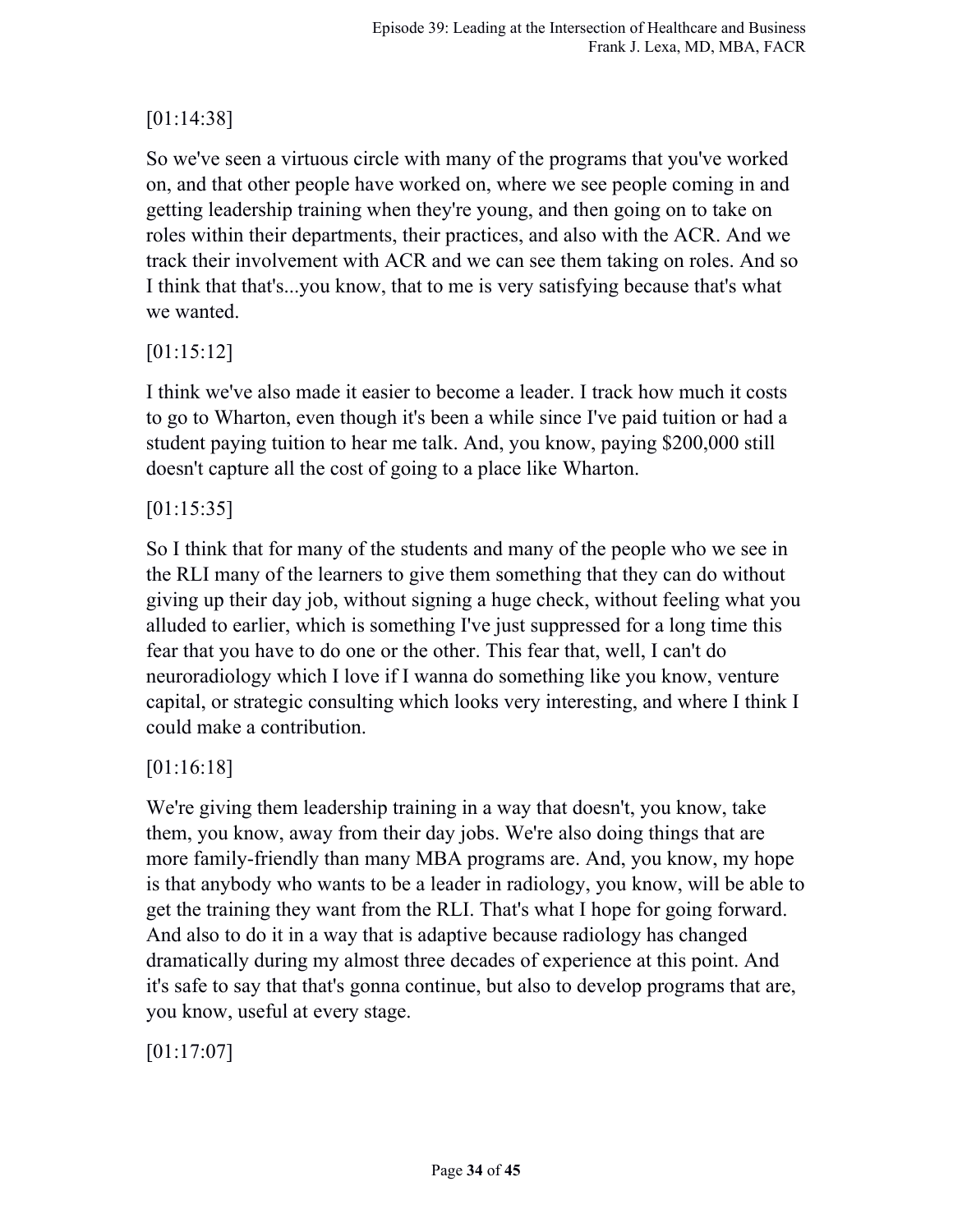[01:14:38]

So we've seen a virtuous circle with many of the programs that you've worked on, and that other people have worked on, where we see people coming in and getting leadership training when they're young, and then going on to take on roles within their departments, their practices, and also with the ACR. And we track their involvement with ACR and we can see them taking on roles. And so I think that that's...you know, that to me is very satisfying because that's what we wanted.

[01:15:12]

I think we've also made it easier to become a leader. I track how much it costs to go to Wharton, even though it's been a while since I've paid tuition or had a student paying tuition to hear me talk. And, you know, paying $200,000 still doesn't capture all the cost of going to a place like Wharton.

[01:15:35]

So I think that for many of the students and many of the people who we see in the RLI many of the learners to give them something that they can do without giving up their day job, without signing a huge check, without feeling what you alluded to earlier, which is something I've just suppressed for a long time this fear that you have to do one or the other. This fear that, well, I can't do neuroradiology which I love if I wanna do something like you know, venture capital, or strategic consulting which looks very interesting, and where I think I could make a contribution.

[01:16:18]

We're giving them leadership training in a way that doesn't, you know, take them, you know, away from their day jobs. We're also doing things that are more family-friendly than many MBA programs are. And, you know, my hope is that anybody who wants to be a leader in radiology, you know, will be able to get the training they want from the RLI. That's what I hope for going forward. And also to do it in a way that is adaptive because radiology has changed dramatically during my almost three decades of experience at this point. And it's safe to say that that's gonna continue, but also to develop programs that are, you know, useful at every stage.

[01:17:07]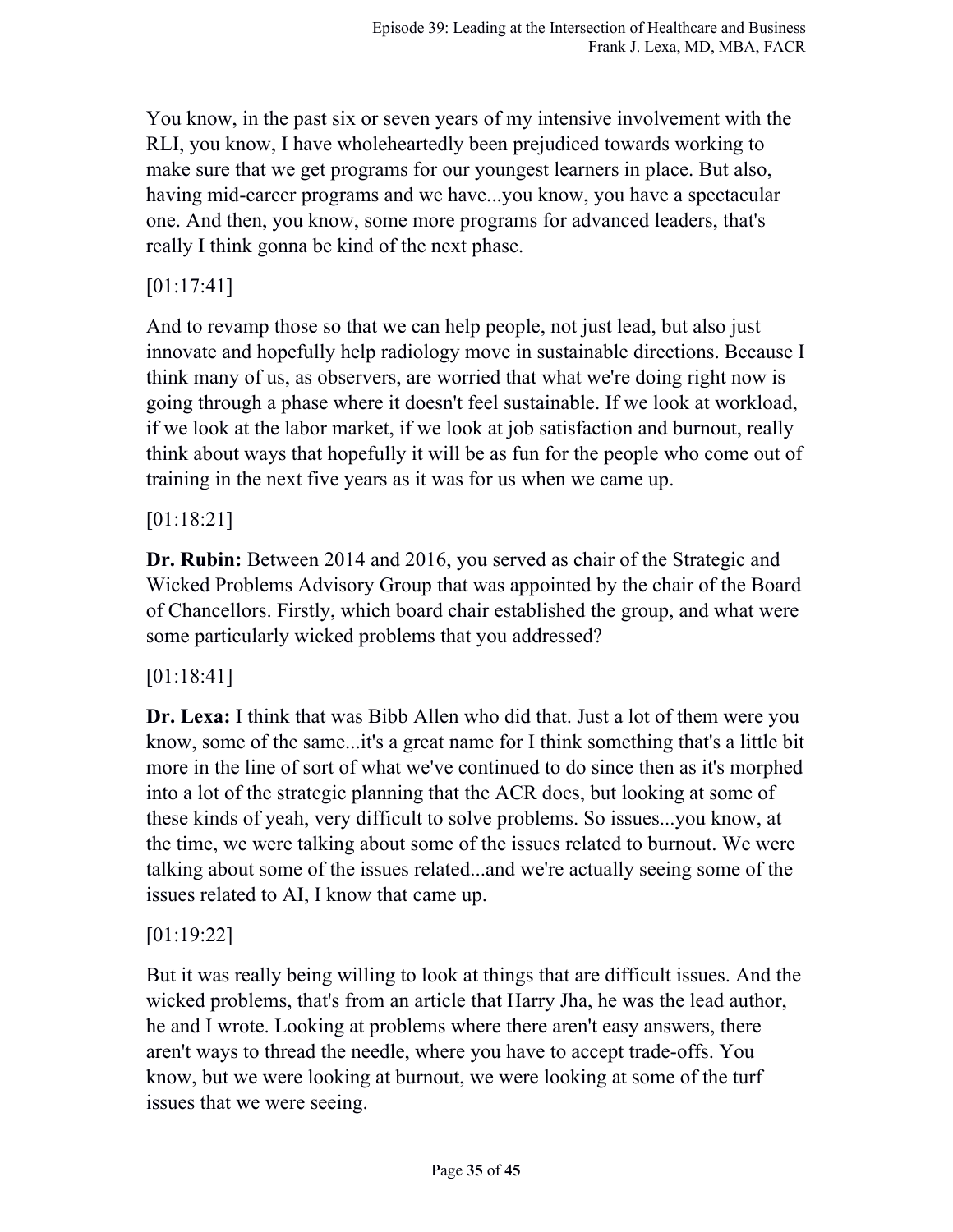You know, in the past six or seven years of my intensive involvement with the RLI, you know, I have wholeheartedly been prejudiced towards working to make sure that we get programs for our youngest learners in place. But also, having mid-career programs and we have...you know, you have a spectacular one. And then, you know, some more programs for advanced leaders, that's really I think gonna be kind of the next phase.

[01:17:41]

And to revamp those so that we can help people, not just lead, but also just innovate and hopefully help radiology move in sustainable directions. Because I think many of us, as observers, are worried that what we're doing right now is going through a phase where it doesn't feel sustainable. If we look at workload, if we look at the labor market, if we look at job satisfaction and burnout, really think about ways that hopefully it will be as fun for the people who come out of training in the next five years as it was for us when we came up.

[01:18:21]

**Dr. Rubin:** Between 2014 and 2016, you served as chair of the Strategic and Wicked Problems Advisory Group that was appointed by the chair of the Board of Chancellors. Firstly, which board chair established the group, and what were some particularly wicked problems that you addressed?

[01:18:41]

**Dr. Lexa:** I think that was Bibb Allen who did that. Just a lot of them were you know, some of the same...it's a great name for I think something that's a little bit more in the line of sort of what we've continued to do since then as it's morphed into a lot of the strategic planning that the ACR does, but looking at some of these kinds of yeah, very difficult to solve problems. So issues...you know, at the time, we were talking about some of the issues related to burnout. We were talking about some of the issues related...and we're actually seeing some of the issues related to AI, I know that came up.

[01:19:22]

But it was really being willing to look at things that are difficult issues. And the wicked problems, that's from an article that Harry Jha, he was the lead author, he and I wrote. Looking at problems where there aren't easy answers, there aren't ways to thread the needle, where you have to accept trade-offs. You know, but we were looking at burnout, we were looking at some of the turf issues that we were seeing.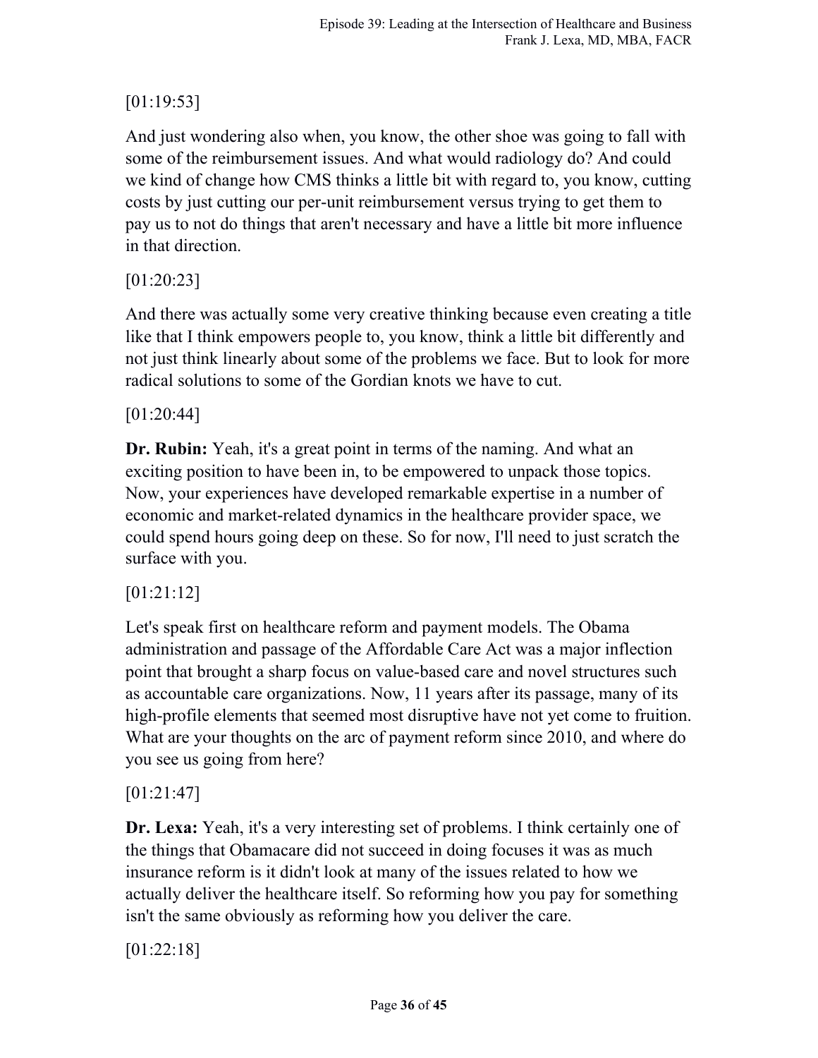[01:19:53]

And just wondering also when, you know, the other shoe was going to fall with some of the reimbursement issues. And what would radiology do? And could we kind of change how CMS thinks a little bit with regard to, you know, cutting costs by just cutting our per-unit reimbursement versus trying to get them to pay us to not do things that aren't necessary and have a little bit more influence in that direction.

[01:20:23]

And there was actually some very creative thinking because even creating a title like that I think empowers people to, you know, think a little bit differently and not just think linearly about some of the problems we face. But to look for more radical solutions to some of the Gordian knots we have to cut.

[01:20:44]

**Dr. Rubin:** Yeah, it's a great point in terms of the naming. And what an exciting position to have been in, to be empowered to unpack those topics. Now, your experiences have developed remarkable expertise in a number of economic and market-related dynamics in the healthcare provider space, we could spend hours going deep on these. So for now, I'll need to just scratch the surface with you.

[01:21:12]

Let's speak first on healthcare reform and payment models. The Obama administration and passage of the Affordable Care Act was a major inflection point that brought a sharp focus on value-based care and novel structures such as accountable care organizations. Now, 11 years after its passage, many of its high-profile elements that seemed most disruptive have not yet come to fruition. What are your thoughts on the arc of payment reform since 2010, and where do you see us going from here?

[01:21:47]

**Dr. Lexa:** Yeah, it's a very interesting set of problems. I think certainly one of the things that Obamacare did not succeed in doing focuses it was as much insurance reform is it didn't look at many of the issues related to how we actually deliver the healthcare itself. So reforming how you pay for something isn't the same obviously as reforming how you deliver the care.

[01:22:18]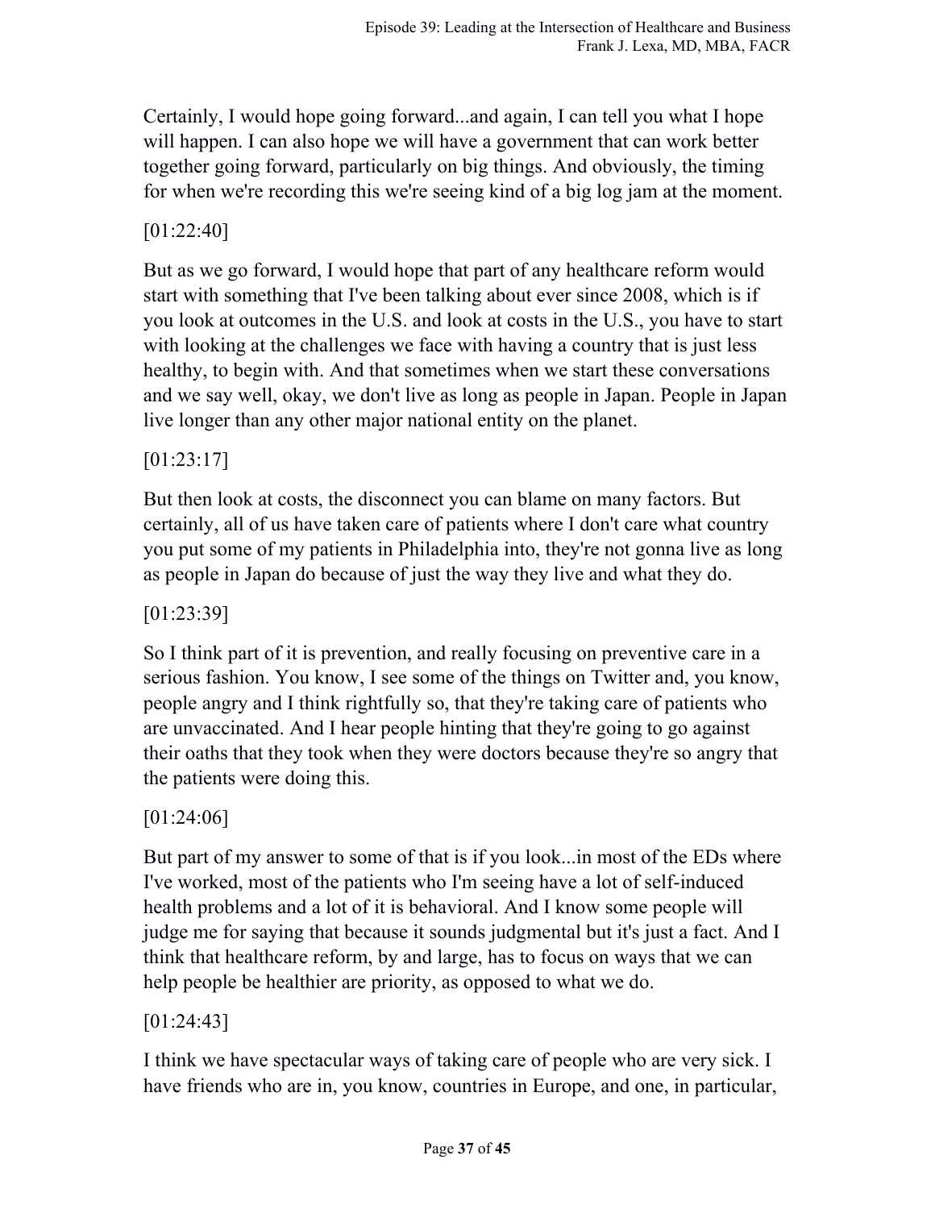Certainly, I would hope going forward...and again, I can tell you what I hope will happen. I can also hope we will have a government that can work better together going forward, particularly on big things. And obviously, the timing for when we're recording this we're seeing kind of a big log jam at the moment.

[01:22:40]

But as we go forward, I would hope that part of any healthcare reform would start with something that I've been talking about ever since 2008, which is if you look at outcomes in the U.S. and look at costs in the U.S., you have to start with looking at the challenges we face with having a country that is just less healthy, to begin with. And that sometimes when we start these conversations and we say well, okay, we don't live as long as people in Japan. People in Japan live longer than any other major national entity on the planet.

[01:23:17]

But then look at costs, the disconnect you can blame on many factors. But certainly, all of us have taken care of patients where I don't care what country you put some of my patients in Philadelphia into, they're not gonna live as long as people in Japan do because of just the way they live and what they do.

[01:23:39]

So I think part of it is prevention, and really focusing on preventive care in a serious fashion. You know, I see some of the things on Twitter and, you know, people angry and I think rightfully so, that they're taking care of patients who are unvaccinated. And I hear people hinting that they're going to go against their oaths that they took when they were doctors because they're so angry that the patients were doing this.

[01:24:06]

But part of my answer to some of that is if you look...in most of the EDs where I've worked, most of the patients who I'm seeing have a lot of self-induced health problems and a lot of it is behavioral. And I know some people will judge me for saying that because it sounds judgmental but it's just a fact. And I think that healthcare reform, by and large, has to focus on ways that we can help people be healthier are priority, as opposed to what we do.

[01:24:43]

I think we have spectacular ways of taking care of people who are very sick. I have friends who are in, you know, countries in Europe, and one, in particular,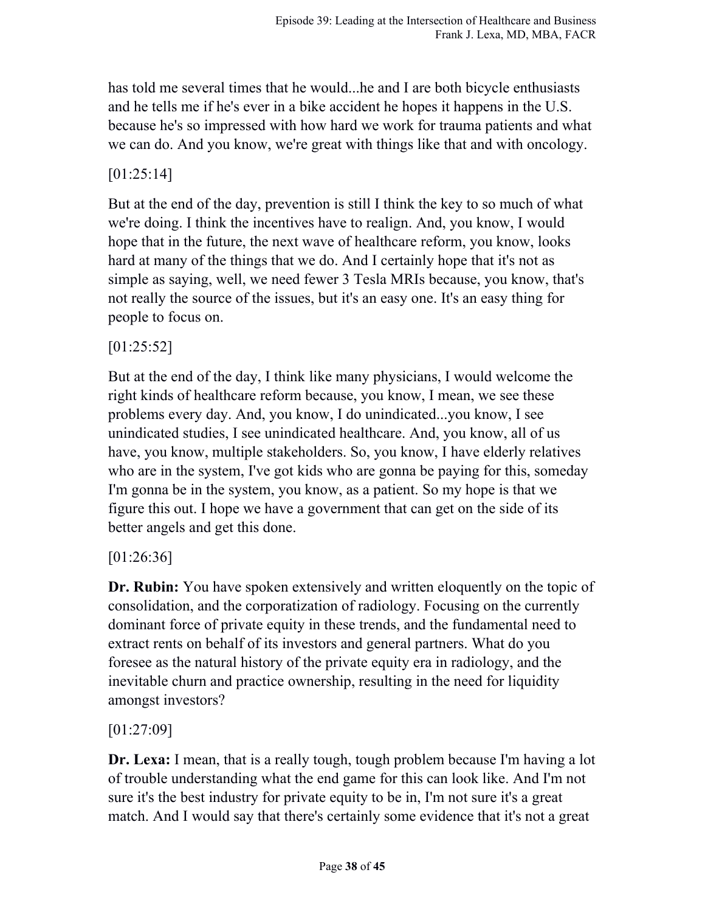has told me several times that he would...he and I are both bicycle enthusiasts and he tells me if he's ever in a bike accident he hopes it happens in the U.S. because he's so impressed with how hard we work for trauma patients and what we can do. And you know, we're great with things like that and with oncology.

[01:25:14]

But at the end of the day, prevention is still I think the key to so much of what we're doing. I think the incentives have to realign. And, you know, I would hope that in the future, the next wave of healthcare reform, you know, looks hard at many of the things that we do. And I certainly hope that it's not as simple as saying, well, we need fewer 3 Tesla MRIs because, you know, that's not really the source of the issues, but it's an easy one. It's an easy thing for people to focus on.

[01:25:52]

But at the end of the day, I think like many physicians, I would welcome the right kinds of healthcare reform because, you know, I mean, we see these problems every day. And, you know, I do unindicated...you know, I see unindicated studies, I see unindicated healthcare. And, you know, all of us have, you know, multiple stakeholders. So, you know, I have elderly relatives who are in the system, I've got kids who are gonna be paying for this, someday I'm gonna be in the system, you know, as a patient. So my hope is that we figure this out. I hope we have a government that can get on the side of its better angels and get this done.

[01:26:36]

**Dr. Rubin:** You have spoken extensively and written eloquently on the topic of consolidation, and the corporatization of radiology. Focusing on the currently dominant force of private equity in these trends, and the fundamental need to extract rents on behalf of its investors and general partners. What do you foresee as the natural history of the private equity era in radiology, and the inevitable churn and practice ownership, resulting in the need for liquidity amongst investors?

[01:27:09]

**Dr. Lexa:** I mean, that is a really tough, tough problem because I'm having a lot of trouble understanding what the end game for this can look like. And I'm not sure it's the best industry for private equity to be in, I'm not sure it's a great match. And I would say that there's certainly some evidence that it's not a great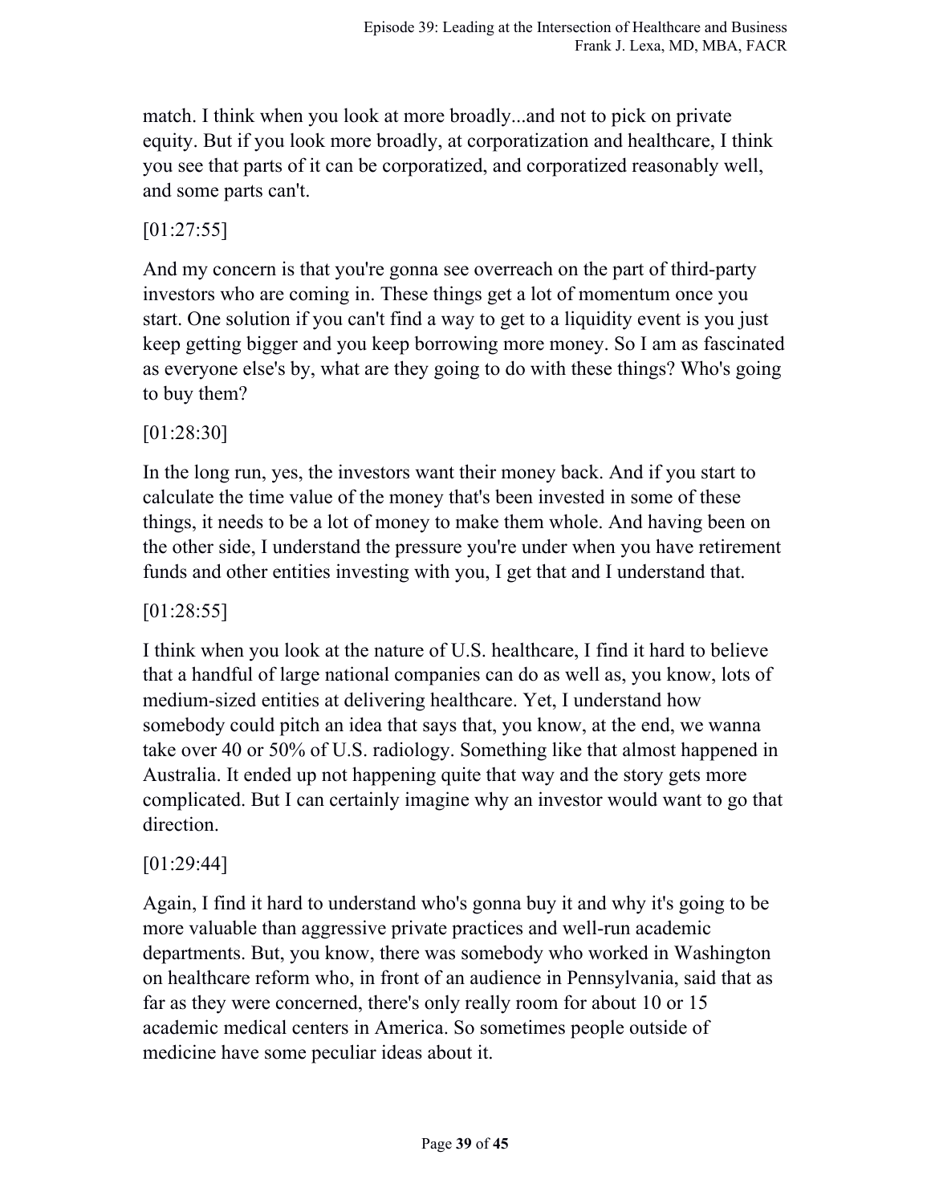match. I think when you look at more broadly...and not to pick on private equity. But if you look more broadly, at corporatization and healthcare, I think you see that parts of it can be corporatized, and corporatized reasonably well, and some parts can't.

[01:27:55]

And my concern is that you're gonna see overreach on the part of third-party investors who are coming in. These things get a lot of momentum once you start. One solution if you can't find a way to get to a liquidity event is you just keep getting bigger and you keep borrowing more money. So I am as fascinated as everyone else's by, what are they going to do with these things? Who's going to buy them?

[01:28:30]

In the long run, yes, the investors want their money back. And if you start to calculate the time value of the money that's been invested in some of these things, it needs to be a lot of money to make them whole. And having been on the other side, I understand the pressure you're under when you have retirement funds and other entities investing with you, I get that and I understand that.

[01:28:55]

I think when you look at the nature of U.S. healthcare, I find it hard to believe that a handful of large national companies can do as well as, you know, lots of medium-sized entities at delivering healthcare. Yet, I understand how somebody could pitch an idea that says that, you know, at the end, we wanna take over 40 or 50% of U.S. radiology. Something like that almost happened in Australia. It ended up not happening quite that way and the story gets more complicated. But I can certainly imagine why an investor would want to go that direction.

[01:29:44]

Again, I find it hard to understand who's gonna buy it and why it's going to be more valuable than aggressive private practices and well-run academic departments. But, you know, there was somebody who worked in Washington on healthcare reform who, in front of an audience in Pennsylvania, said that as far as they were concerned, there's only really room for about 10 or 15 academic medical centers in America. So sometimes people outside of medicine have some peculiar ideas about it.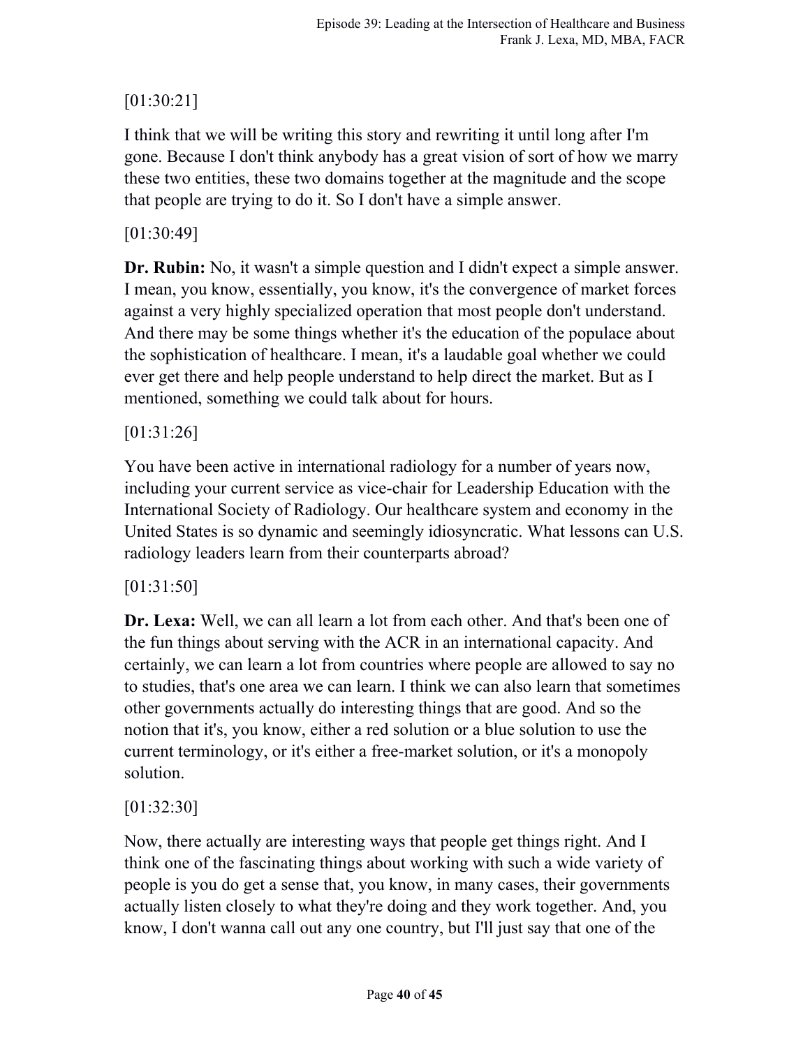[01:30:21]

I think that we will be writing this story and rewriting it until long after I'm gone. Because I don't think anybody has a great vision of sort of how we marry these two entities, these two domains together at the magnitude and the scope that people are trying to do it. So I don't have a simple answer.

[01:30:49]

**Dr. Rubin:** No, it wasn't a simple question and I didn't expect a simple answer. I mean, you know, essentially, you know, it's the convergence of market forces against a very highly specialized operation that most people don't understand. And there may be some things whether it's the education of the populace about the sophistication of healthcare. I mean, it's a laudable goal whether we could ever get there and help people understand to help direct the market. But as I mentioned, something we could talk about for hours.

[01:31:26]

You have been active in international radiology for a number of years now, including your current service as vice-chair for Leadership Education with the International Society of Radiology. Our healthcare system and economy in the United States is so dynamic and seemingly idiosyncratic. What lessons can U.S. radiology leaders learn from their counterparts abroad?

[01:31:50]

**Dr. Lexa:** Well, we can all learn a lot from each other. And that's been one of the fun things about serving with the ACR in an international capacity. And certainly, we can learn a lot from countries where people are allowed to say no to studies, that's one area we can learn. I think we can also learn that sometimes other governments actually do interesting things that are good. And so the notion that it's, you know, either a red solution or a blue solution to use the current terminology, or it's either a free-market solution, or it's a monopoly solution.

[01:32:30]

Now, there actually are interesting ways that people get things right. And I think one of the fascinating things about working with such a wide variety of people is you do get a sense that, you know, in many cases, their governments actually listen closely to what they're doing and they work together. And, you know, I don't wanna call out any one country, but I'll just say that one of the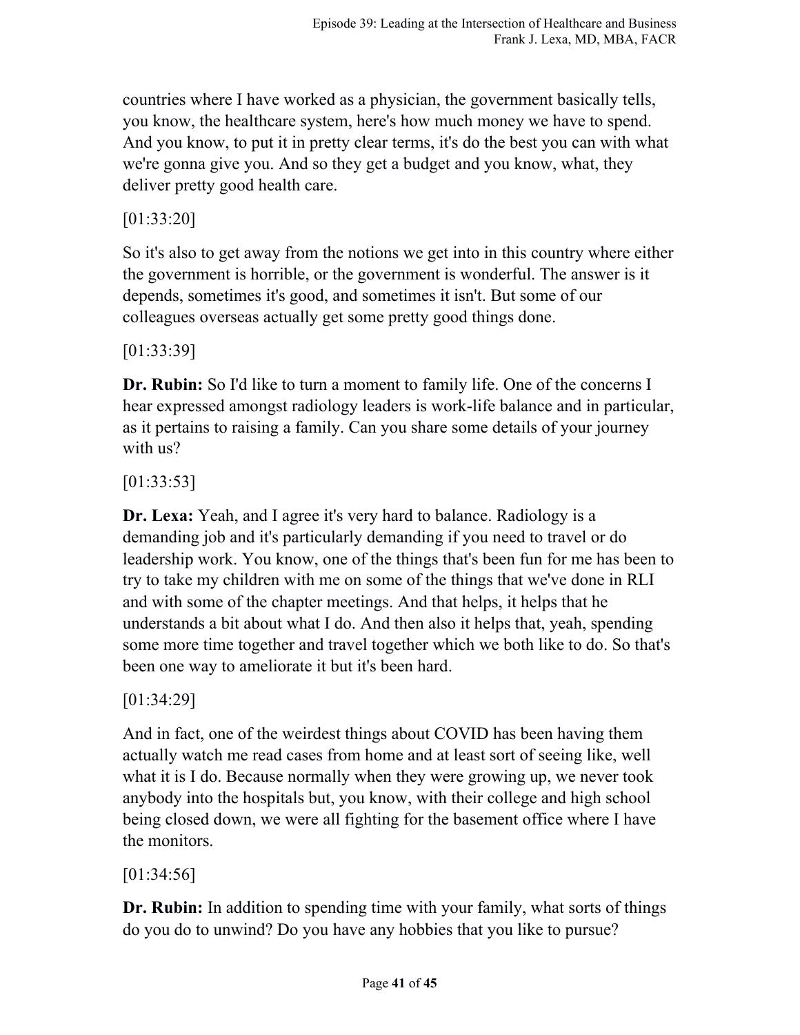countries where I have worked as a physician, the government basically tells, you know, the healthcare system, here's how much money we have to spend. And you know, to put it in pretty clear terms, it's do the best you can with what we're gonna give you. And so they get a budget and you know, what, they deliver pretty good health care.

[01:33:20]

So it's also to get away from the notions we get into in this country where either the government is horrible, or the government is wonderful. The answer is it depends, sometimes it's good, and sometimes it isn't. But some of our colleagues overseas actually get some pretty good things done.

[01:33:39]

**Dr. Rubin:** So I'd like to turn a moment to family life. One of the concerns I hear expressed amongst radiology leaders is work-life balance and in particular, as it pertains to raising a family. Can you share some details of your journey with us?

[01:33:53]

**Dr. Lexa:** Yeah, and I agree it's very hard to balance. Radiology is a demanding job and it's particularly demanding if you need to travel or do leadership work. You know, one of the things that's been fun for me has been to try to take my children with me on some of the things that we've done in RLI and with some of the chapter meetings. And that helps, it helps that he understands a bit about what I do. And then also it helps that, yeah, spending some more time together and travel together which we both like to do. So that's been one way to ameliorate it but it's been hard.

[01:34:29]

And in fact, one of the weirdest things about COVID has been having them actually watch me read cases from home and at least sort of seeing like, well what it is I do. Because normally when they were growing up, we never took anybody into the hospitals but, you know, with their college and high school being closed down, we were all fighting for the basement office where I have the monitors.

[01:34:56]

**Dr. Rubin:** In addition to spending time with your family, what sorts of things do you do to unwind? Do you have any hobbies that you like to pursue?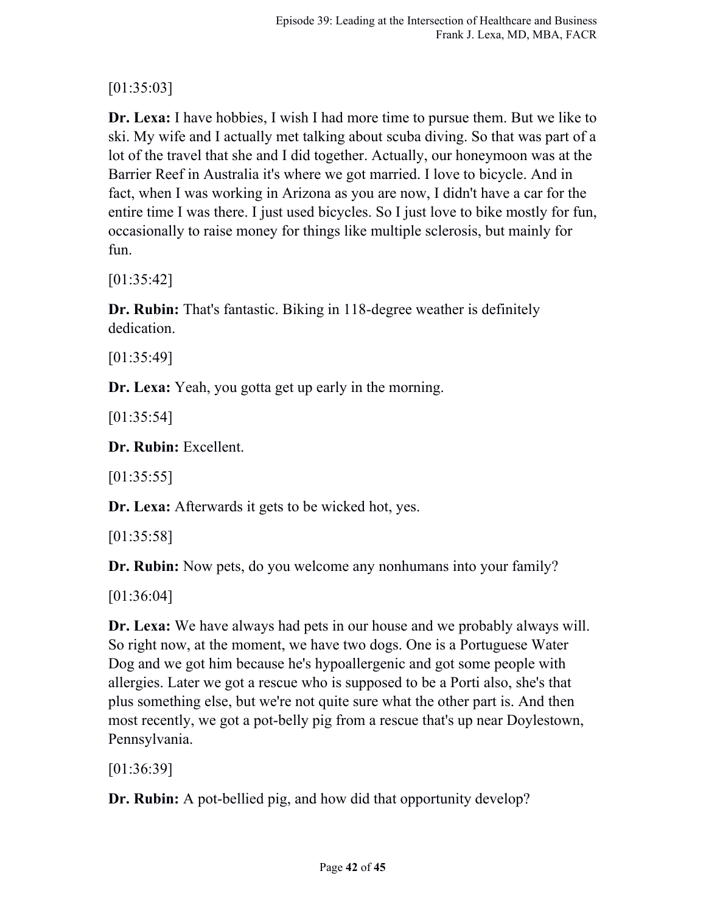[01:35:03]

**Dr. Lexa:** I have hobbies, I wish I had more time to pursue them. But we like to ski. My wife and I actually met talking about scuba diving. So that was part of a lot of the travel that she and I did together. Actually, our honeymoon was at the Barrier Reef in Australia it's where we got married. I love to bicycle. And in fact, when I was working in Arizona as you are now, I didn't have a car for the entire time I was there. I just used bicycles. So I just love to bike mostly for fun, occasionally to raise money for things like multiple sclerosis, but mainly for fun.

[01:35:42]

**Dr. Rubin:** That's fantastic. Biking in 118-degree weather is definitely dedication.

[01:35:49]

**Dr. Lexa:** Yeah, you gotta get up early in the morning.

[01:35:54]

**Dr. Rubin:** Excellent.

[01:35:55]

**Dr. Lexa:** Afterwards it gets to be wicked hot, yes.

[01:35:58]

**Dr. Rubin:** Now pets, do you welcome any nonhumans into your family?

[01:36:04]

**Dr. Lexa:** We have always had pets in our house and we probably always will. So right now, at the moment, we have two dogs. One is a Portuguese Water Dog and we got him because he's hypoallergenic and got some people with allergies. Later we got a rescue who is supposed to be a Porti also, she's that plus something else, but we're not quite sure what the other part is. And then most recently, we got a pot-belly pig from a rescue that's up near Doylestown, Pennsylvania.

[01:36:39]

**Dr. Rubin:** A pot-bellied pig, and how did that opportunity develop?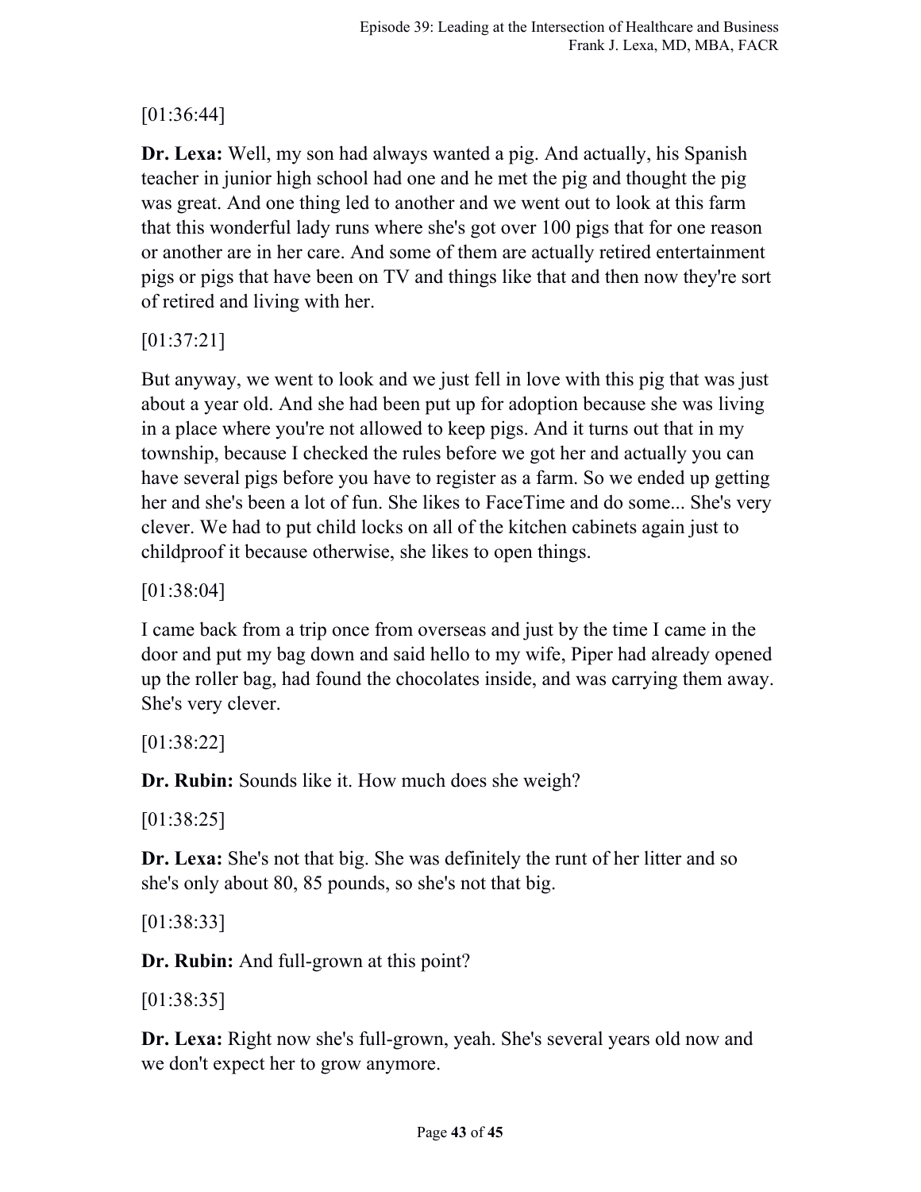[01:36:44]

**Dr. Lexa:** Well, my son had always wanted a pig. And actually, his Spanish teacher in junior high school had one and he met the pig and thought the pig was great. And one thing led to another and we went out to look at this farm that this wonderful lady runs where she's got over 100 pigs that for one reason or another are in her care. And some of them are actually retired entertainment pigs or pigs that have been on TV and things like that and then now they're sort of retired and living with her.

[01:37:21]

But anyway, we went to look and we just fell in love with this pig that was just about a year old. And she had been put up for adoption because she was living in a place where you're not allowed to keep pigs. And it turns out that in my township, because I checked the rules before we got her and actually you can have several pigs before you have to register as a farm. So we ended up getting her and she's been a lot of fun. She likes to FaceTime and do some... She's very clever. We had to put child locks on all of the kitchen cabinets again just to childproof it because otherwise, she likes to open things.

[01:38:04]

I came back from a trip once from overseas and just by the time I came in the door and put my bag down and said hello to my wife, Piper had already opened up the roller bag, had found the chocolates inside, and was carrying them away. She's very clever.

[01:38:22]

**Dr. Rubin:** Sounds like it. How much does she weigh?

[01:38:25]

**Dr. Lexa:** She's not that big. She was definitely the runt of her litter and so she's only about 80, 85 pounds, so she's not that big.

[01:38:33]

**Dr. Rubin:** And full-grown at this point?

[01:38:35]

**Dr. Lexa:** Right now she's full-grown, yeah. She's several years old now and we don't expect her to grow anymore.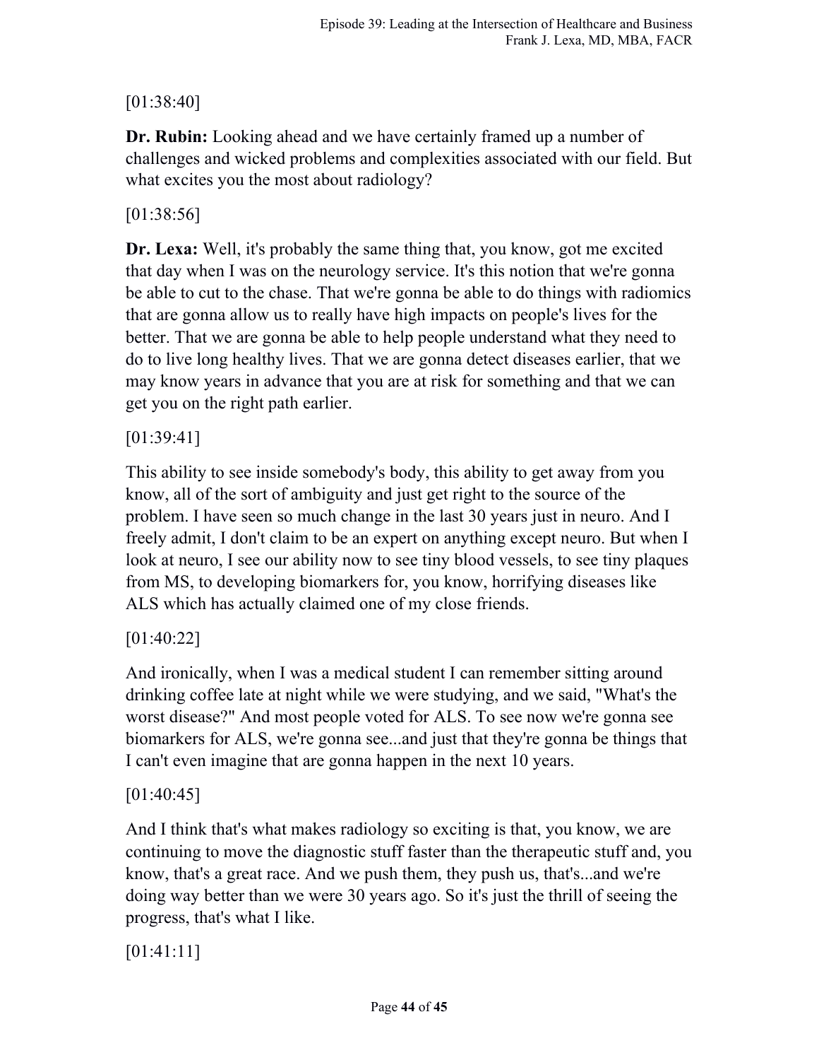[01:38:40]

**Dr. Rubin:** Looking ahead and we have certainly framed up a number of challenges and wicked problems and complexities associated with our field. But what excites you the most about radiology?

[01:38:56]

**Dr. Lexa:** Well, it's probably the same thing that, you know, got me excited that day when I was on the neurology service. It's this notion that we're gonna be able to cut to the chase. That we're gonna be able to do things with radiomics that are gonna allow us to really have high impacts on people's lives for the better. That we are gonna be able to help people understand what they need to do to live long healthy lives. That we are gonna detect diseases earlier, that we may know years in advance that you are at risk for something and that we can get you on the right path earlier.

[01:39:41]

This ability to see inside somebody's body, this ability to get away from you know, all of the sort of ambiguity and just get right to the source of the problem. I have seen so much change in the last 30 years just in neuro. And I freely admit, I don't claim to be an expert on anything except neuro. But when I look at neuro, I see our ability now to see tiny blood vessels, to see tiny plaques from MS, to developing biomarkers for, you know, horrifying diseases like ALS which has actually claimed one of my close friends.

[01:40:22]

And ironically, when I was a medical student I can remember sitting around drinking coffee late at night while we were studying, and we said, "What's the worst disease?" And most people voted for ALS. To see now we're gonna see biomarkers for ALS, we're gonna see...and just that they're gonna be things that I can't even imagine that are gonna happen in the next 10 years.

[01:40:45]

And I think that's what makes radiology so exciting is that, you know, we are continuing to move the diagnostic stuff faster than the therapeutic stuff and, you know, that's a great race. And we push them, they push us, that's...and we're doing way better than we were 30 years ago. So it's just the thrill of seeing the progress, that's what I like.

[01:41:11]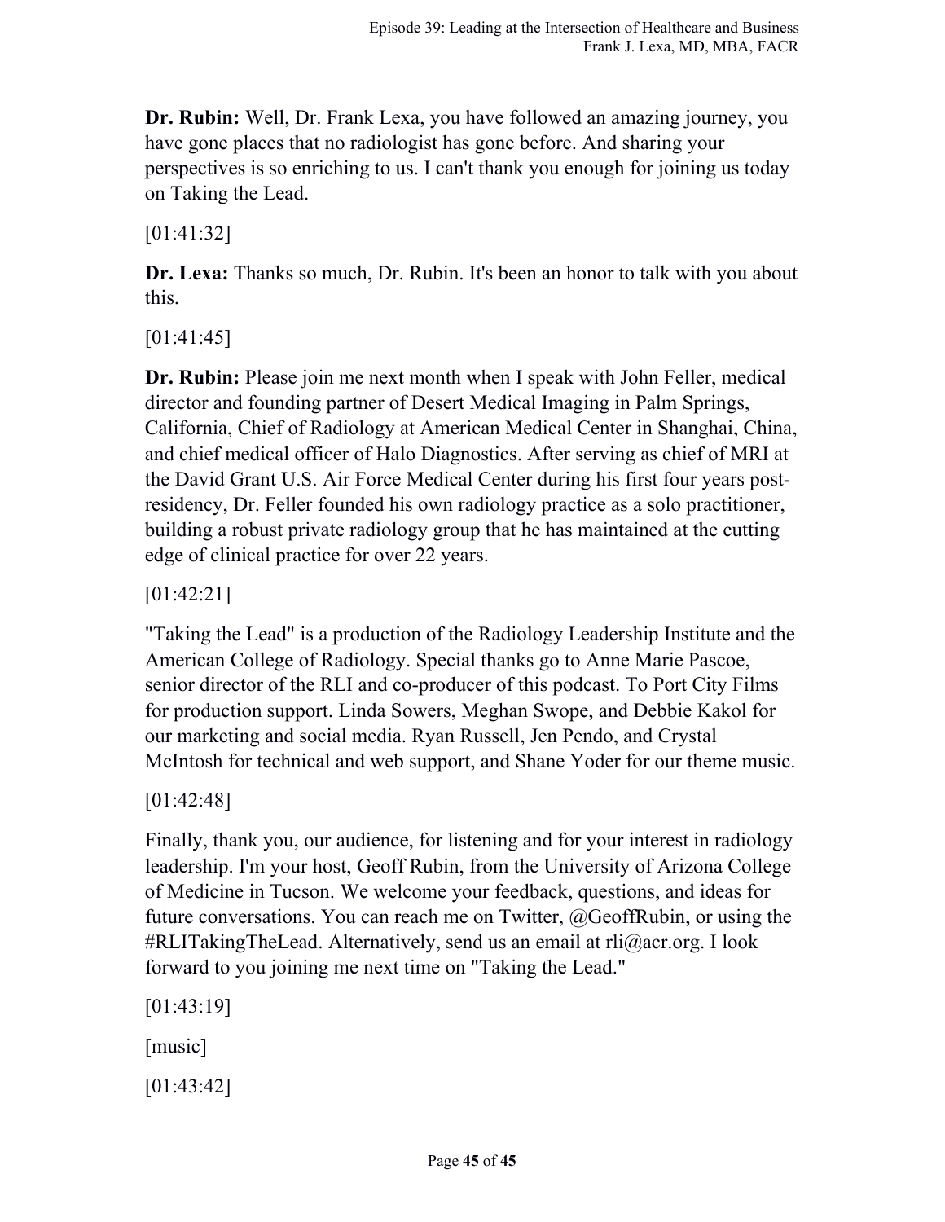**Dr. Rubin:** Well, Dr. Frank Lexa, you have followed an amazing journey, you have gone places that no radiologist has gone before. And sharing your perspectives is so enriching to us. I can't thank you enough for joining us today on Taking the Lead.

[01:41:32]

**Dr. Lexa:** Thanks so much, Dr. Rubin. It's been an honor to talk with you about this.

[01:41:45]

**Dr. Rubin:** Please join me next month when I speak with John Feller, medical director and founding partner of Desert Medical Imaging in Palm Springs, California, Chief of Radiology at American Medical Center in Shanghai, China, and chief medical officer of Halo Diagnostics. After serving as chief of MRI at the David Grant U.S. Air Force Medical Center during his first four years post-residency, Dr. Feller founded his own radiology practice as a solo practitioner, building a robust private radiology group that he has maintained at the cutting edge of clinical practice for over 22 years.

[01:42:21]

"Taking the Lead" is a production of the Radiology Leadership Institute and the American College of Radiology. Special thanks go to Anne Marie Pascoe, senior director of the RLI and co-producer of this podcast. To Port City Films for production support. Linda Sowers, Meghan Swope, and Debbie Kakol for our marketing and social media. Ryan Russell, Jen Pendo, and Crystal McIntosh for technical and web support, and Shane Yoder for our theme music.

[01:42:48]

Finally, thank you, our audience, for listening and for your interest in radiology leadership. I'm your host, Geoff Rubin, from the University of Arizona College of Medicine in Tucson. We welcome your feedback, questions, and ideas for future conversations. You can reach me on Twitter, @GeoffRubin, or using the #RLITakingTheLead. Alternatively, send us an email at rli@acr.org. I look forward to you joining me next time on "Taking the Lead."

[01:43:19]

[music]

[01:43:42]